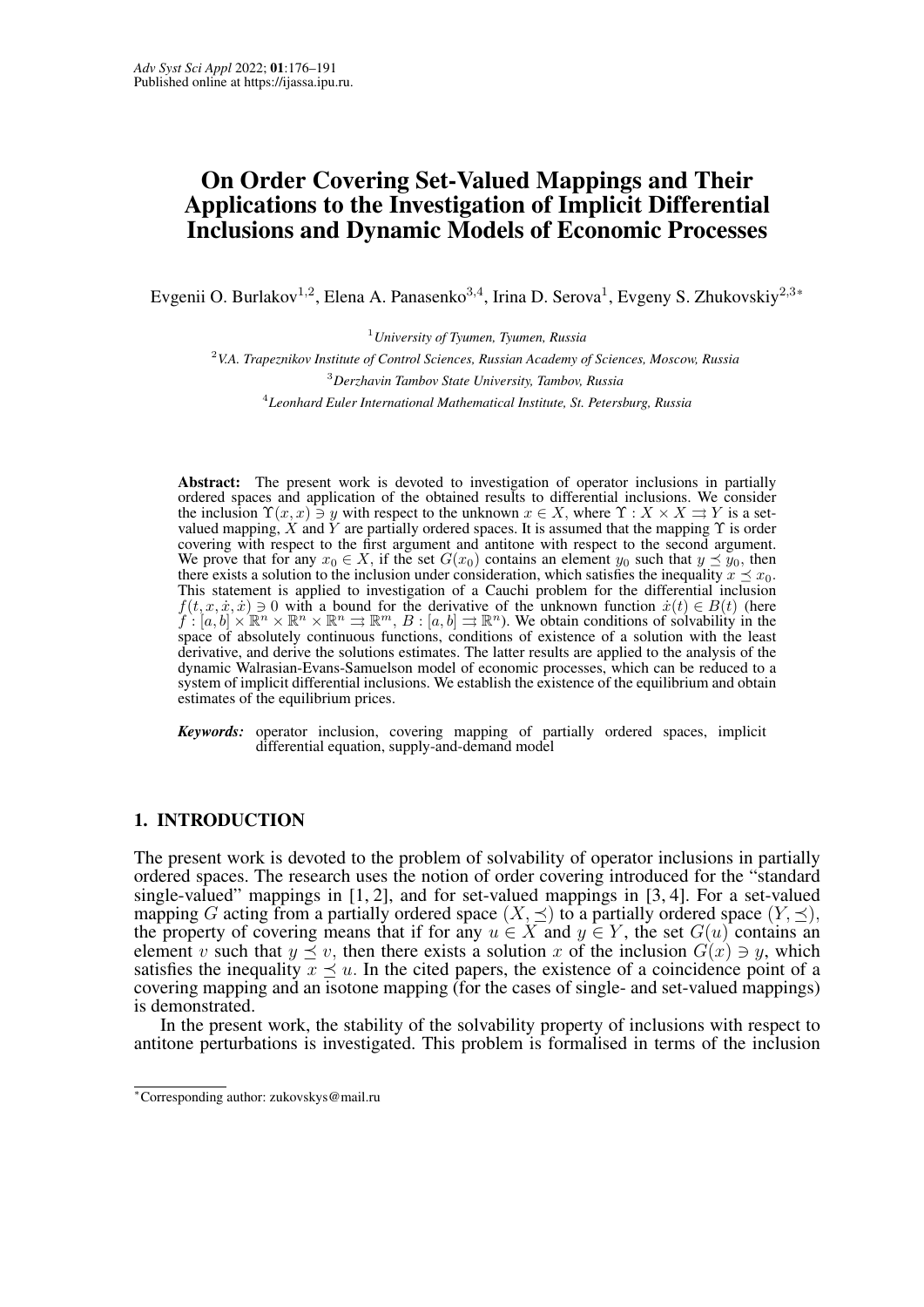# On Order Covering Set-Valued Mappings and Their Applications to the Investigation of Implicit Differential Inclusions and Dynamic Models of Economic Processes

Evgenii O. Burlakov[1,2], Elena A. Panasenko[3,4], Irina D. Serova[1], Evgeny S. Zhukovskiy[2,3*]

[1]*University of Tyumen, Tyumen, Russia*

[2]*V.A. Trapeznikov Institute of Control Sciences, Russian Academy of Sciences, Moscow, Russia*

[3]*Derzhavin Tambov State University, Tambov, Russia*

[4]*Leonhard Euler International Mathematical Institute, St. Petersburg, Russia*

**Abstract:** The present work is devoted to investigation of operator inclusions in partially ordered spaces and application of the obtained results to differential inclusions. We consider the inclusion $\Upsilon(x, x) \ni y$ with respect to the unknown $x \in X$, where $\Upsilon : X \times X \rightrightarrows Y$ is a set-valued mapping, $X$ and $Y$ are partially ordered spaces. It is assumed that the mapping $\Upsilon$ is order covering with respect to the first argument and antitone with respect to the second argument. We prove that for any $x_0 \in X$, if the set $G(x_0)$ contains an element $y_0$ such that $y \preceq y_0$, then there exists a solution to the inclusion under consideration, which satisfies the inequality $x \preceq x_0$. This statement is applied to investigation of a Cauchi problem for the differential inclusion $f(t, x, \dot{x}, \dot{x}) \ni 0$ with a bound for the derivative of the unknown function $\dot{x}(t) \in B(t)$ (here $f : [a, b] \times \mathbb{R}^n \times \mathbb{R}^n \times \mathbb{R}^n \rightrightarrows \mathbb{R}^m$, $B : [a, b] \rightrightarrows \mathbb{R}^n$). We obtain conditions of solvability in the space of absolutely continuous functions, conditions of existence of a solution with the least derivative, and derive the solutions estimates. The latter results are applied to the analysis of the dynamic Walrasian-Evans-Samuelson model of economic processes, which can be reduced to a system of implicit differential inclusions. We establish the existence of the equilibrium and obtain estimates of the equilibrium prices.

***Keywords:*** operator inclusion, covering mapping of partially ordered spaces, implicit differential equation, supply-and-demand model

## 1. INTRODUCTION

The present work is devoted to the problem of solvability of operator inclusions in partially ordered spaces. The research uses the notion of order covering introduced for the "standard single-valued" mappings in [1, 2], and for set-valued mappings in [3, 4]. For a set-valued mapping $G$ acting from a partially ordered space $(X, \preceq)$ to a partially ordered space $(Y, \preceq)$, the property of covering means that if for any $u \in X$ and $y \in Y$, the set $G(u)$ contains an element $v$ such that $y \preceq v$, then there exists a solution $x$ of the inclusion $G(x) \ni y$, which satisfies the inequality $x \preceq u$. In the cited papers, the existence of a coincidence point of a covering mapping and an isotone mapping (for the cases of single- and set-valued mappings) is demonstrated.

In the present work, the stability of the solvability property of inclusions with respect to antitone perturbations is investigated. This problem is formalised in terms of the inclusion

*Corresponding author: zukovskys@mail.ru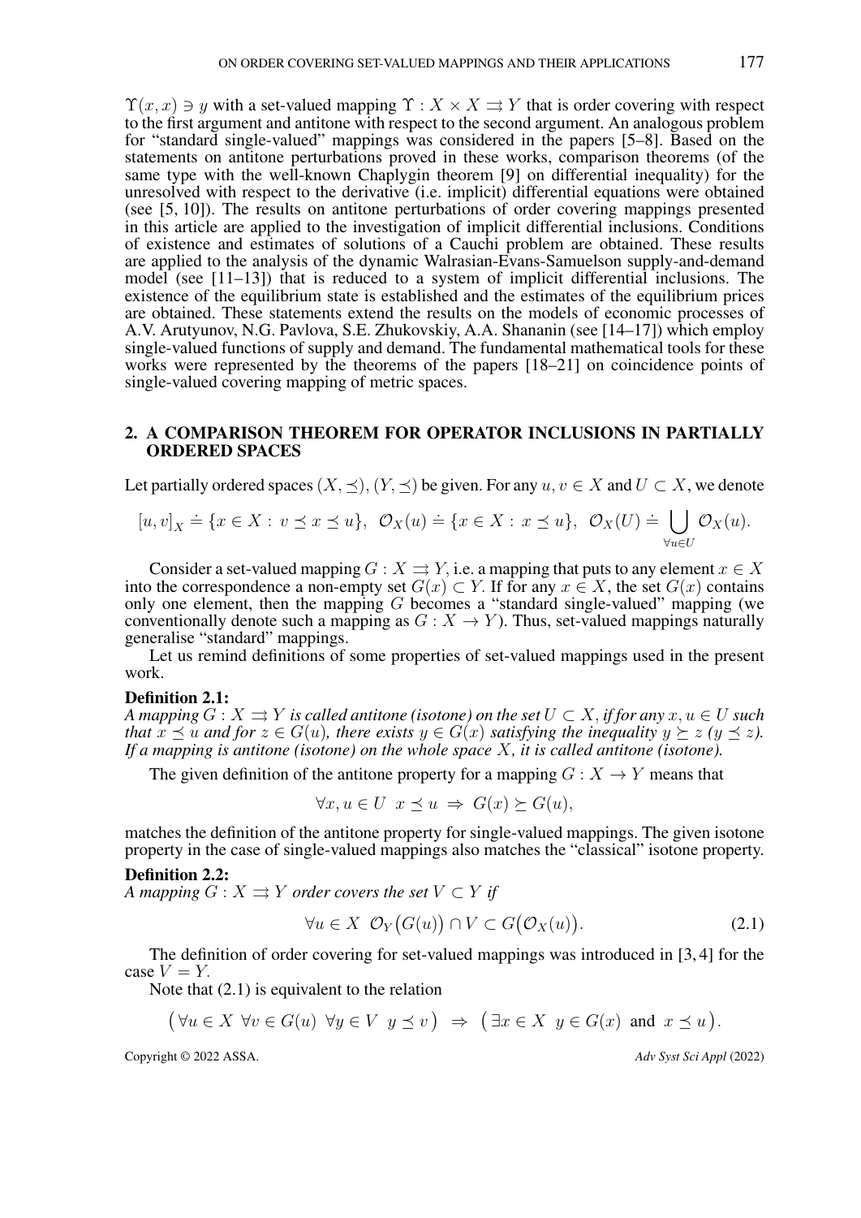$\Upsilon(x,x) \ni y$ with a set-valued mapping $\Upsilon : X \times X \rightrightarrows Y$ that is order covering with respect to the first argument and antitone with respect to the second argument. An analogous problem for "standard single-valued" mappings was considered in the papers [5–8]. Based on the statements on antitone perturbations proved in these works, comparison theorems (of the same type with the well-known Chaplygin theorem [9] on differential inequality) for the unresolved with respect to the derivative (i.e. implicit) differential equations were obtained (see [5, 10]). The results on antitone perturbations of order covering mappings presented in this article are applied to the investigation of implicit differential inclusions. Conditions of existence and estimates of solutions of a Cauchi problem are obtained. These results are applied to the analysis of the dynamic Walrasian-Evans-Samuelson supply-and-demand model (see [11–13]) that is reduced to a system of implicit differential inclusions. The existence of the equilibrium state is established and the estimates of the equilibrium prices are obtained. These statements extend the results on the models of economic processes of A.V. Arutyunov, N.G. Pavlova, S.E. Zhukovskiy, A.A. Shananin (see [14–17]) which employ single-valued functions of supply and demand. The fundamental mathematical tools for these works were represented by the theorems of the papers [18–21] on coincidence points of single-valued covering mapping of metric spaces.

## 2. A COMPARISON THEOREM FOR OPERATOR INCLUSIONS IN PARTIALLY ORDERED SPACES

Let partially ordered spaces $(X,\preceq)$, $(Y,\preceq)$ be given. For any $u, v \in X$ and $U \subset X$, we denote

$$[u,v]_X \doteq \{x \in X : \, v \preceq x \preceq u\}, \;\; \mathcal{O}_X(u) \doteq \{x \in X : \, x \preceq u\}, \;\; \mathcal{O}_X(U) \doteq \bigcup_{\forall u \in U} \mathcal{O}_X(u).$$

Consider a set-valued mapping $G : X \rightrightarrows Y$, i.e. a mapping that puts to any element $x \in X$ into the correspondence a non-empty set $G(x) \subset Y$. If for any $x \in X$, the set $G(x)$ contains only one element, then the mapping $G$ becomes a "standard single-valued" mapping (we conventionally denote such a mapping as $G : X \to Y$). Thus, set-valued mappings naturally generalise "standard" mappings.

Let us remind definitions of some properties of set-valued mappings used in the present work.

**Definition 2.1:**
*A mapping $G : X \rightrightarrows Y$ is called antitone (isotone) on the set $U \subset X$, if for any $x, u \in U$ such that $x \preceq u$ and for $z \in G(u)$, there exists $y \in G(x)$ satisfying the inequality $y \succeq z$ ($y \preceq z$). If a mapping is antitone (isotone) on the whole space $X$, it is called antitone (isotone).*

The given definition of the antitone property for a mapping $G : X \to Y$ means that

$$\forall x, u \in U \;\; x \preceq u \;\Rightarrow\; G(x) \succeq G(u),$$

matches the definition of the antitone property for single-valued mappings. The given isotone property in the case of single-valued mappings also matches the "classical" isotone property.

**Definition 2.2:**
*A mapping $G : X \rightrightarrows Y$ order covers the set $V \subset Y$ if*

$$\forall u \in X \;\; \mathcal{O}_Y\big(G(u)\big) \cap V \subset G\big(\mathcal{O}_X(u)\big). \tag{2.1}$$

The definition of order covering for set-valued mappings was introduced in [3, 4] for the case $V = Y$.

Note that (2.1) is equivalent to the relation

$$\big(\, \forall u \in X \;\, \forall v \in G(u) \;\, \forall y \in V \;\; y \preceq v \,\big) \;\Rightarrow\; \big(\, \exists x \in X \;\; y \in G(x) \;\text{ and }\; x \preceq u \,\big).$$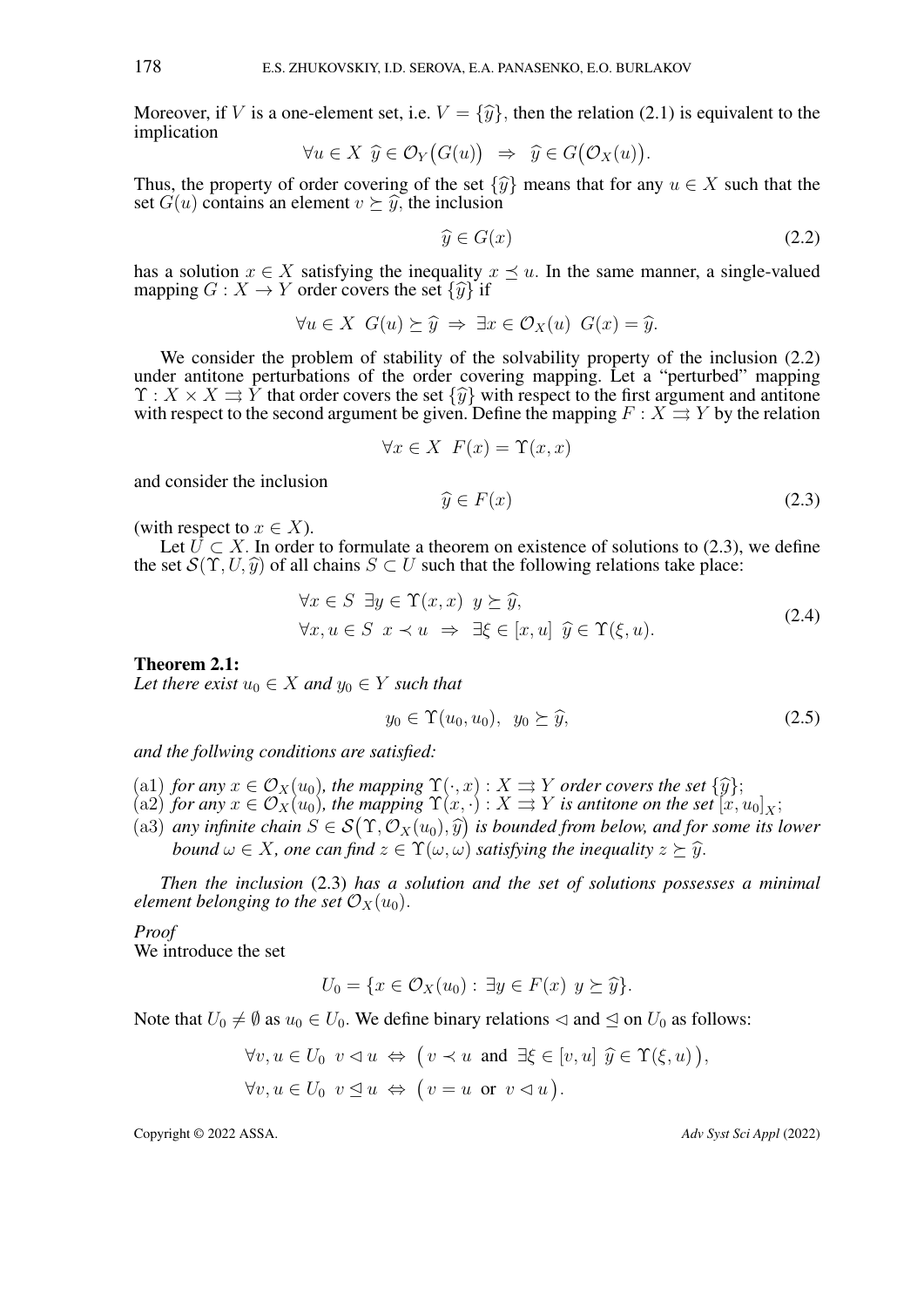Moreover, if $V$ is a one-element set, i.e. $V = \{\widehat{y}\}$, then the relation (2.1) is equivalent to the implication

$$\forall u \in X \;\; \widehat{y} \in \mathcal{O}_Y\big(G(u)\big) \;\; \Rightarrow \;\; \widehat{y} \in G\big(\mathcal{O}_X(u)\big).$$

Thus, the property of order covering of the set $\{\widehat{y}\}$ means that for any $u \in X$ such that the set $G(u)$ contains an element $v \succeq \widehat{y}$, the inclusion

$$\widehat{y} \in G(x) \tag{2.2}$$

has a solution $x \in X$ satisfying the inequality $x \preceq u$. In the same manner, a single-valued mapping $G : X \to Y$ order covers the set $\{\widehat{y}\}$ if

$$\forall u \in X \;\; G(u) \succeq \widehat{y} \;\Rightarrow\; \exists x \in \mathcal{O}_X(u) \;\; G(x) = \widehat{y}.$$

We consider the problem of stability of the solvability property of the inclusion (2.2) under antitone perturbations of the order covering mapping. Let a "perturbed" mapping $\Upsilon : X \times X \rightrightarrows Y$ that order covers the set $\{\widehat{y}\}$ with respect to the first argument and antitone with respect to the second argument be given. Define the mapping $F : X \rightrightarrows Y$ by the relation

$$\forall x \in X \;\; F(x) = \Upsilon(x, x)$$

and consider the inclusion

$$\widehat{y} \in F(x) \tag{2.3}$$

(with respect to $x \in X$).

Let $U \subset X$. In order to formulate a theorem on existence of solutions to (2.3), we define the set $\mathcal{S}(\Upsilon, U, \widehat{y})$ of all chains $S \subset U$ such that the following relations take place:

$$\begin{aligned} &\forall x \in S \;\; \exists y \in \Upsilon(x, x) \;\; y \succeq \widehat{y}, \\ &\forall x, u \in S \;\; x \prec u \;\; \Rightarrow \;\; \exists \xi \in [x, u] \;\; \widehat{y} \in \Upsilon(\xi, u). \end{aligned} \tag{2.4}$$

**Theorem 2.1:**
*Let there exist $u_0 \in X$ and $y_0 \in Y$ such that*

$$y_0 \in \Upsilon(u_0, u_0), \;\; y_0 \succeq \widehat{y}, \tag{2.5}$$

*and the follwing conditions are satisfied:*

(a1) *for any $x \in \mathcal{O}_X(u_0)$, the mapping $\Upsilon(\cdot, x) : X \rightrightarrows Y$ order covers the set $\{\widehat{y}\}$;*
(a2) *for any $x \in \mathcal{O}_X(u_0)$, the mapping $\Upsilon(x, \cdot) : X \rightrightarrows Y$ is antitone on the set $[x, u_0]_X$;*
(a3) *any infinite chain $S \in \mathcal{S}\big(\Upsilon, \mathcal{O}_X(u_0), \widehat{y}\big)$ is bounded from below, and for some its lower bound $\omega \in X$, one can find $z \in \Upsilon(\omega, \omega)$ satisfying the inequality $z \succeq \widehat{y}$.*

*Then the inclusion* (2.3) *has a solution and the set of solutions possesses a minimal element belonging to the set $\mathcal{O}_X(u_0)$.*

*Proof*
We introduce the set

$$U_0 = \{x \in \mathcal{O}_X(u_0) : \exists y \in F(x) \;\; y \succeq \widehat{y}\}.$$

Note that $U_0 \neq \emptyset$ as $u_0 \in U_0$. We define binary relations $\lhd$ and $\unlhd$ on $U_0$ as follows:

$$\forall v, u \in U_0 \;\; v \lhd u \;\Leftrightarrow\; \big(v \prec u \;\text{ and }\; \exists \xi \in [v, u] \;\; \widehat{y} \in \Upsilon(\xi, u)\big),$$

$$\forall v, u \in U_0 \;\; v \unlhd u \;\Leftrightarrow\; \big(v = u \;\text{ or }\; v \lhd u\big).$$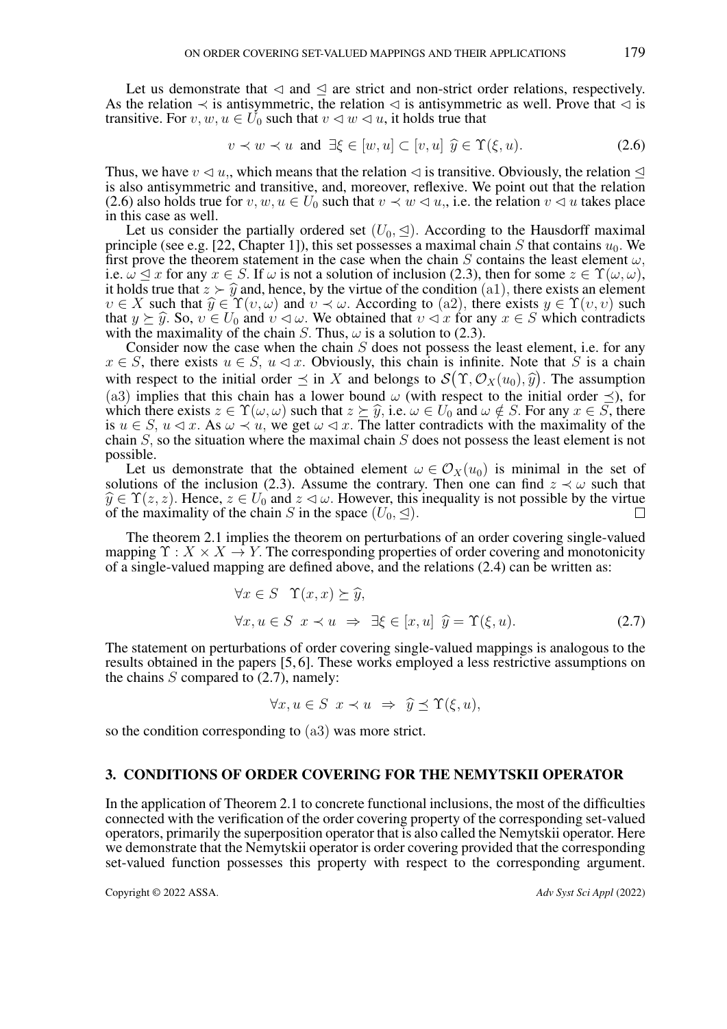Let us demonstrate that $\lhd$ and $\unlhd$ are strict and non-strict order relations, respectively. As the relation $\prec$ is antisymmetric, the relation $\lhd$ is antisymmetric as well. Prove that $\lhd$ is transitive. For $v, w, u \in U_0$ such that $v \lhd w \lhd u$, it holds true that

$$v \prec w \prec u \text{ and } \exists \xi \in [w, u] \subset [v, u] \ \widehat{y} \in \Upsilon(\xi, u). \tag{2.6}$$

Thus, we have $v \lhd u$,, which means that the relation $\lhd$ is transitive. Obviously, the relation $\unlhd$ is also antisymmetric and transitive, and, moreover, reflexive. We point out that the relation (2.6) also holds true for $v, w, u \in U_0$ such that $v \prec w \lhd u$,, i.e. the relation $v \lhd u$ takes place in this case as well.

Let us consider the partially ordered set $(U_0, \unlhd)$. According to the Hausdorff maximal principle (see e.g. [22, Chapter 1]), this set possesses a maximal chain $S$ that contains $u_0$. We first prove the theorem statement in the case when the chain $S$ contains the least element $\omega$, i.e. $\omega \unlhd x$ for any $x \in S$. If $\omega$ is not a solution of inclusion (2.3), then for some $z \in \Upsilon(\omega, \omega)$, it holds true that $z \succ \widehat{y}$ and, hence, by the virtue of the condition (a1), there exists an element $\upsilon \in X$ such that $\widehat{y} \in \Upsilon(\upsilon, \omega)$ and $\upsilon \prec \omega$. According to (a2), there exists $y \in \Upsilon(\upsilon, \upsilon)$ such that $y \succeq \widehat{y}$. So, $\upsilon \in U_0$ and $\upsilon \lhd \omega$. We obtained that $\upsilon \lhd x$ for any $x \in S$ which contradicts with the maximality of the chain $S$. Thus, $\omega$ is a solution to (2.3).

Consider now the case when the chain $S$ does not possess the least element, i.e. for any $x \in S$, there exists $u \in S$, $u \lhd x$. Obviously, this chain is infinite. Note that $S$ is a chain with respect to the initial order $\preceq$ in $X$ and belongs to $\mathcal{S}\big(\Upsilon, \mathcal{O}_X(u_0), \widehat{y}\big)$. The assumption (a3) implies that this chain has a lower bound $\omega$ (with respect to the initial order $\preceq$), for which there exists $z \in \Upsilon(\omega, \omega)$ such that $z \succeq \widehat{y}$, i.e. $\omega \in U_0$ and $\omega \notin S$. For any $x \in S$, there is $u \in S$, $u \lhd x$. As $\omega \prec u$, we get $\omega \lhd x$. The latter contradicts with the maximality of the chain $S$, so the situation where the maximal chain $S$ does not possess the least element is not possible.

Let us demonstrate that the obtained element $\omega \in \mathcal{O}_X(u_0)$ is minimal in the set of solutions of the inclusion (2.3). Assume the contrary. Then one can find $z \prec \omega$ such that $\widehat{y} \in \Upsilon(z, z)$. Hence, $z \in U_0$ and $z \lhd \omega$. However, this inequality is not possible by the virtue of the maximality of the chain $S$ in the space $(U_0, \unlhd)$. $\square$

The theorem 2.1 implies the theorem on perturbations of an order covering single-valued mapping $\Upsilon : X \times X \to Y$. The corresponding properties of order covering and monotonicity of a single-valued mapping are defined above, and the relations (2.4) can be written as:

$$\forall x \in S \quad \Upsilon(x, x) \succeq \widehat{y},$$

$$\forall x, u \in S \ \ x \prec u \ \Rightarrow \ \exists \xi \in [x, u] \ \ \widehat{y} = \Upsilon(\xi, u). \tag{2.7}$$

The statement on perturbations of order covering single-valued mappings is analogous to the results obtained in the papers [5, 6]. These works employed a less restrictive assumptions on the chains $S$ compared to (2.7), namely:

$$\forall x, u \in S \ \ x \prec u \ \Rightarrow \ \widehat{y} \preceq \Upsilon(\xi, u),$$

so the condition corresponding to (a3) was more strict.

## 3. CONDITIONS OF ORDER COVERING FOR THE NEMYTSKII OPERATOR

In the application of Theorem 2.1 to concrete functional inclusions, the most of the difficulties connected with the verification of the order covering property of the corresponding set-valued operators, primarily the superposition operator that is also called the Nemytskii operator. Here we demonstrate that the Nemytskii operator is order covering provided that the corresponding set-valued function possesses this property with respect to the corresponding argument.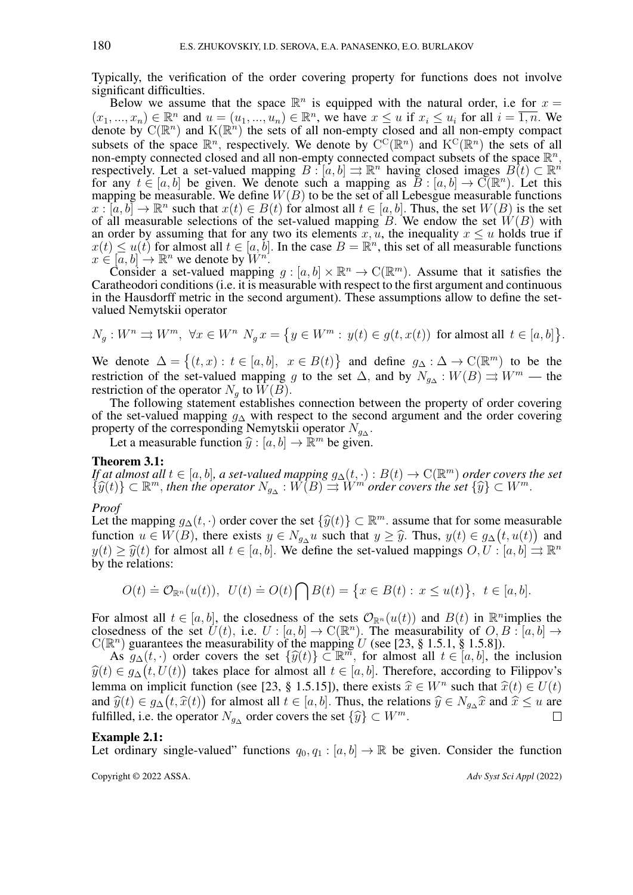Typically, the verification of the order covering property for functions does not involve significant difficulties.

Below we assume that the space $\mathbb{R}^n$ is equipped with the natural order, i.e for $x = (x_1, ..., x_n) \in \mathbb{R}^n$ and $u = (u_1, ..., u_n) \in \mathbb{R}^n$, we have $x \le u$ if $x_i \le u_i$ for all $i = \overline{1, n}$. We denote by $\mathrm{C}(\mathbb{R}^n)$ and $\mathrm{K}(\mathbb{R}^n)$ the sets of all non-empty closed and all non-empty compact subsets of the space $\mathbb{R}^n$, respectively. We denote by $\mathrm{C}^{\mathrm{C}}(\mathbb{R}^n)$ and $\mathrm{K}^{\mathrm{C}}(\mathbb{R}^n)$ the sets of all non-empty connected closed and all non-empty connected compact subsets of the space $\mathbb{R}^n$, respectively. Let a set-valued mapping $B : [a, b] \rightrightarrows \mathbb{R}^n$ having closed images $B(t) \subset \mathbb{R}^n$ for any $t \in [a, b]$ be given. We denote such a mapping as $B : [a, b] \to \mathrm{C}(\mathbb{R}^n)$. Let this mapping be measurable. We define $W(B)$ to be the set of all Lebesgue measurable functions $x : [a, b] \to \mathbb{R}^n$ such that $x(t) \in B(t)$ for almost all $t \in [a, b]$. Thus, the set $W(B)$ is the set of all measurable selections of the set-valued mapping $B$. We endow the set $W(B)$ with an order by assuming that for any two its elements $x, u$, the inequality $x \le u$ holds true if $x(t) \le u(t)$ for almost all $t \in [a, b]$. In the case $B = \mathbb{R}^n$, this set of all measurable functions $x \in [a, b] \to \mathbb{R}^n$ we denote by $W^n$.

Consider a set-valued mapping $g : [a, b] \times \mathbb{R}^n \to \mathrm{C}(\mathbb{R}^m)$. Assume that it satisfies the Caratheodori conditions (i.e. it is measurable with respect to the first argument and continuous in the Hausdorff metric in the second argument). These assumptions allow to define the set-valued Nemytskii operator

$$N_g : W^n \rightrightarrows W^m,\ \forall x \in W^n\ N_g x = \big\{ y \in W^m :\ y(t) \in g(t, x(t)) \text{ for almost all } t \in [a, b] \big\}.$$

We denote $\Delta = \big\{ (t, x) :\ t \in [a, b],\ \ x \in B(t) \big\}$ and define $g_\Delta : \Delta \to \mathrm{C}(\mathbb{R}^m)$ to be the restriction of the set-valued mapping $g$ to the set $\Delta$, and by $N_{g_\Delta} : W(B) \rightrightarrows W^m$ — the restriction of the operator $N_g$ to $W(B)$.

The following statement establishes connection between the property of order covering of the set-valued mapping $g_\Delta$ with respect to the second argument and the order covering property of the corresponding Nemytskii operator $N_{g_\Delta}$.

Let a measurable function $\widehat{y} : [a, b] \to \mathbb{R}^m$ be given.

**Theorem 3.1:**
*If at almost all $t \in [a, b]$, a set-valued mapping $g_\Delta(t, \cdot) : B(t) \to \mathrm{C}(\mathbb{R}^m)$ order covers the set $\{\widehat{y}(t)\} \subset \mathbb{R}^m$, then the operator $N_{g_\Delta} : W(B) \rightrightarrows W^m$ order covers the set $\{\widehat{y}\} \subset W^m$.*

*Proof*
Let the mapping $g_\Delta(t, \cdot)$ order cover the set $\{\widehat{y}(t)\} \subset \mathbb{R}^m$. assume that for some measurable function $u \in W(B)$, there exists $y \in N_{g_\Delta} u$ such that $y \ge \widehat{y}$. Thus, $y(t) \in g_\Delta\big(t, u(t)\big)$ and $y(t) \ge \widehat{y}(t)$ for almost all $t \in [a, b]$. We define the set-valued mappings $O, U : [a, b] \rightrightarrows \mathbb{R}^n$ by the relations:

$$O(t) \doteq \mathcal{O}_{\mathbb{R}^n}(u(t)),\ \ U(t) \doteq O(t) \bigcap B(t) = \big\{ x \in B(t) :\ x \le u(t) \big\},\ \ t \in [a, b].$$

For almost all $t \in [a, b]$, the closedness of the sets $\mathcal{O}_{\mathbb{R}^n}(u(t))$ and $B(t)$ in $\mathbb{R}^n$implies the closedness of the set $U(t)$, i.e. $U : [a, b] \to \mathrm{C}(\mathbb{R}^n)$. The measurability of $O, B : [a, b] \to \mathrm{C}(\mathbb{R}^n)$ guarantees the measurability of the mapping $U$ (see [23, § 1.5.1, § 1.5.8]).

As $g_\Delta(t, \cdot)$ order covers the set $\{\widehat{y}(t)\} \subset \mathbb{R}^m$, for almost all $t \in [a, b]$, the inclusion $\widehat{y}(t) \in g_\Delta\big(t, U(t)\big)$ takes place for almost all $t \in [a, b]$. Therefore, according to Filippov's lemma on implicit function (see [23, § 1.5.15]), there exists $\widehat{x} \in W^n$ such that $\widehat{x}(t) \in U(t)$ and $\widehat{y}(t) \in g_\Delta\big(t, \widehat{x}(t)\big)$ for almost all $t \in [a, b]$. Thus, the relations $\widehat{y} \in N_{g_\Delta} \widehat{x}$ and $\widehat{x} \le u$ are fulfilled, i.e. the operator $N_{g_\Delta}$ order covers the set $\{\widehat{y}\} \subset W^m$. □

**Example 2.1:**
Let ordinary single-valued" functions $q_0, q_1 : [a, b] \to \mathbb{R}$ be given. Consider the function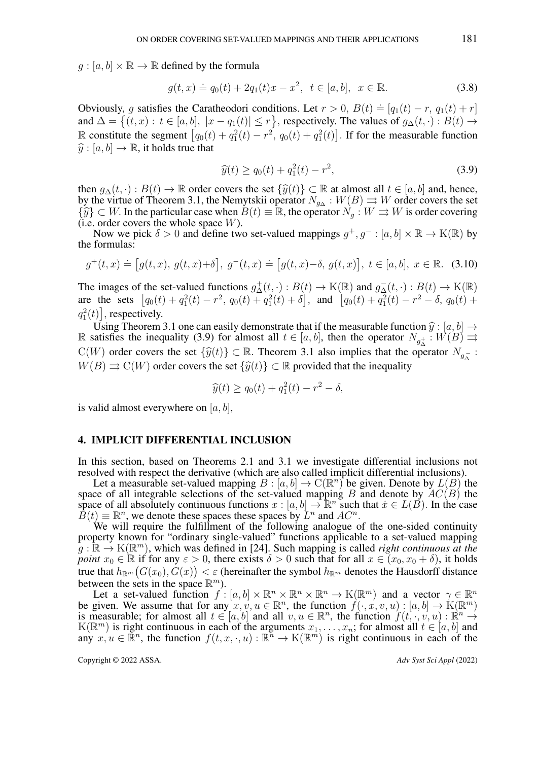$g : [a, b] \times \mathbb{R} \to \mathbb{R}$ defined by the formula

$$g(t, x) \doteq q_0(t) + 2q_1(t)x - x^2, \quad t \in [a, b], \quad x \in \mathbb{R}. \tag{3.8}$$

Obviously, $g$ satisfies the Caratheodori conditions. Let $r > 0$, $B(t) \doteq [q_1(t) - r, \, q_1(t) + r]$ and $\Delta = \big\{(t, x) : \, t \in [a, b], \; |x - q_1(t)| \le r\big\}$, respectively. The values of $g_\Delta(t, \cdot) : B(t) \to \mathbb{R}$ constitute the segment $\big[q_0(t) + q_1^2(t) - r^2, \, q_0(t) + q_1^2(t)\big]$. If for the measurable function $\widehat{y} : [a, b] \to \mathbb{R}$, it holds true that

$$\widehat{y}(t) \ge q_0(t) + q_1^2(t) - r^2, \tag{3.9}$$

then $g_\Delta(t, \cdot) : B(t) \to \mathbb{R}$ order covers the set $\{\widehat{y}(t)\} \subset \mathbb{R}$ at almost all $t \in [a, b]$ and, hence, by the virtue of Theorem 3.1, the Nemytskii operator $N_{g_\Delta} : W(B) \rightrightarrows W$ order covers the set $\{\widehat{y}\} \subset W$. In the particular case when $B(t) \equiv \mathbb{R}$, the operator $N_g : W \rightrightarrows W$ is order covering (i.e. order covers the whole space $W$).

Now we pick $\delta > 0$ and define two set-valued mappings $g^+, g^- : [a, b] \times \mathbb{R} \to \mathrm{K}(\mathbb{R})$ by the formulas:

$$g^+(t, x) \doteq \big[g(t, x), \; g(t, x) + \delta\big], \;\; g^-(t, x) \doteq \big[g(t, x) - \delta, \; g(t, x)\big], \;\; t \in [a, b], \; x \in \mathbb{R}. \tag{3.10}$$

The images of the set-valued functions $g_\Delta^+(t, \cdot) : B(t) \to \mathrm{K}(\mathbb{R})$ and $g_\Delta^-(t, \cdot) : B(t) \to \mathrm{K}(\mathbb{R})$ are the sets $\big[q_0(t) + q_1^2(t) - r^2, \, q_0(t) + q_1^2(t) + \delta\big]$, and $\big[q_0(t) + q_1^2(t) - r^2 - \delta, \, q_0(t) + q_1^2(t)\big]$, respectively.

Using Theorem 3.1 one can easily demonstrate that if the measurable function $\widehat{y} : [a, b] \to \mathbb{R}$ satisfies the inequality (3.9) for almost all $t \in [a, b]$, then the operator $N_{g_\Delta^+} : W(B) \rightrightarrows \mathrm{C}(W)$ order covers the set $\{\widehat{y}(t)\} \subset \mathbb{R}$. Theorem 3.1 also implies that the operator $N_{g_\Delta^-} : W(B) \rightrightarrows \mathrm{C}(W)$ order covers the set $\{\widehat{y}(t)\} \subset \mathbb{R}$ provided that the inequality

$$\widehat{y}(t) \ge q_0(t) + q_1^2(t) - r^2 - \delta,$$

is valid almost everywhere on $[a, b]$,

## 4. IMPLICIT DIFFERENTIAL INCLUSION

In this section, based on Theorems 2.1 and 3.1 we investigate differential inclusions not resolved with respect the derivative (which are also called implicit differential inclusions).

Let a measurable set-valued mapping $B : [a, b] \to \mathrm{C}(\mathbb{R}^n)$ be given. Denote by $L(B)$ the space of all integrable selections of the set-valued mapping $B$ and denote by $AC(B)$ the space of all absolutely continuous functions $x : [a, b] \to \mathbb{R}^n$ such that $\dot{x} \in L(B)$. In the case $B(t) \equiv \mathbb{R}^n$, we denote these spaces these spaces by $L^n$ and $AC^n$.

We will require the fulfillment of the following analogue of the one-sided continuity property known for "ordinary single-valued" functions applicable to a set-valued mapping $g : \mathbb{R} \to \mathrm{K}(\mathbb{R}^m)$, which was defined in [24]. Such mapping is called *right continuous at the point* $x_0 \in \mathbb{R}$ if for any $\varepsilon > 0$, there exists $\delta > 0$ such that for all $x \in (x_0, x_0 + \delta)$, it holds true that $h_{\mathbb{R}^m}\big(G(x_0), G(x)\big) < \varepsilon$ (hereinafter the symbol $h_{\mathbb{R}^m}$ denotes the Hausdorff distance between the sets in the space $\mathbb{R}^m$).

Let a set-valued function $f : [a, b] \times \mathbb{R}^n \times \mathbb{R}^n \times \mathbb{R}^n \to \mathrm{K}(\mathbb{R}^m)$ and a vector $\gamma \in \mathbb{R}^n$ be given. We assume that for any $x, v, u \in \mathbb{R}^n$, the function $f(\cdot, x, v, u) : [a, b] \to \mathrm{K}(\mathbb{R}^m)$ is measurable; for almost all $t \in [a, b]$ and all $v, u \in \mathbb{R}^n$, the function $f(t, \cdot, v, u) : \mathbb{R}^n \to \mathrm{K}(\mathbb{R}^m)$ is right continuous in each of the arguments $x_1, \ldots, x_n$; for almost all $t \in [a, b]$ and any $x, u \in \mathbb{R}^n$, the function $f(t, x, \cdot, u) : \mathbb{R}^n \to \mathrm{K}(\mathbb{R}^m)$ is right continuous in each of the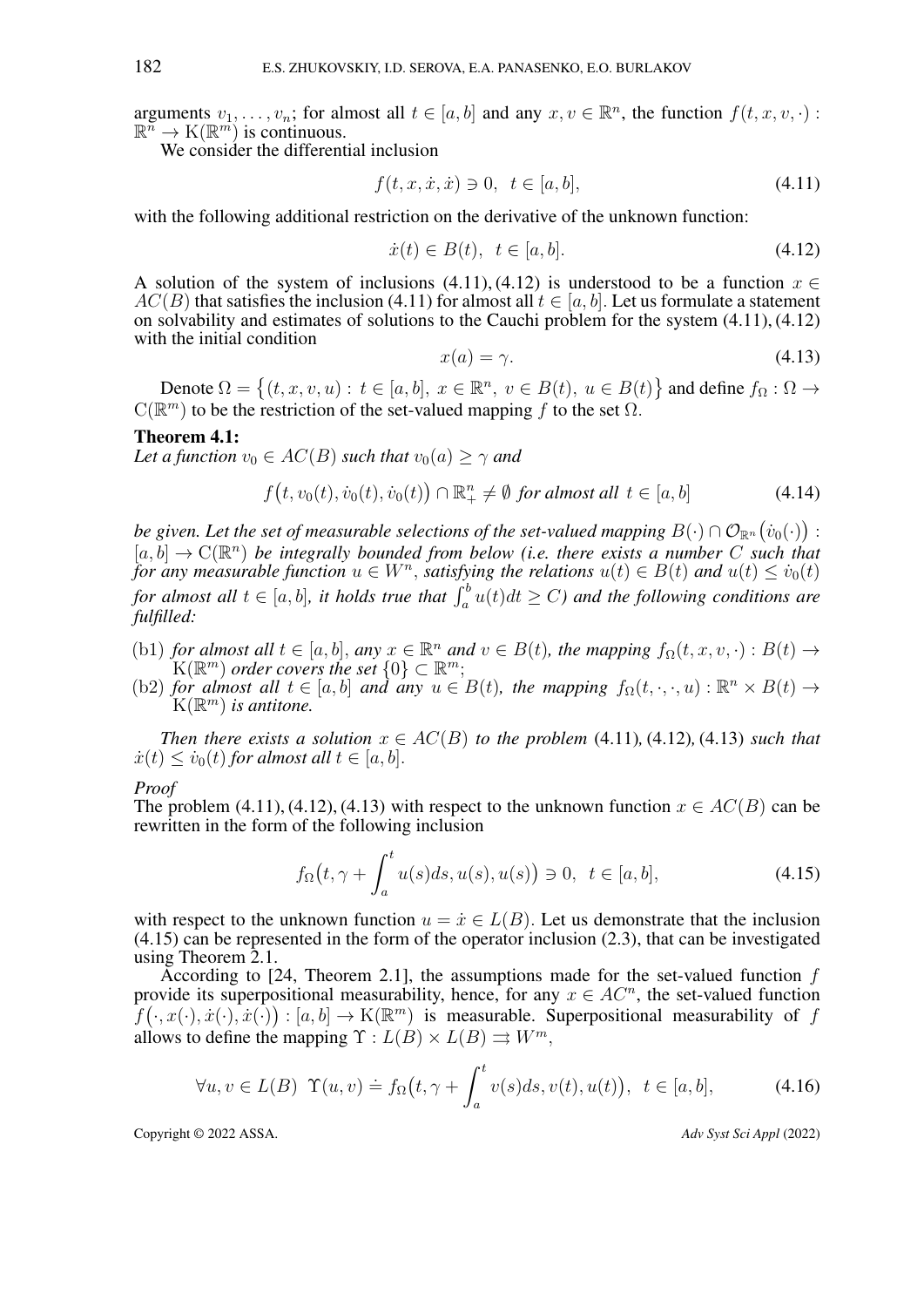arguments $v_1, \ldots, v_n$; for almost all $t \in [a,b]$ and any $x, v \in \mathbb{R}^n$, the function $f(t,x,v,\cdot) : \mathbb{R}^n \to \mathrm{K}(\mathbb{R}^m)$ is continuous.

We consider the differential inclusion

$$f(t, x, \dot{x}, \dot{x}) \ni 0, \quad t \in [a,b], \tag{4.11}$$

with the following additional restriction on the derivative of the unknown function:

$$\dot{x}(t) \in B(t), \quad t \in [a,b]. \tag{4.12}$$

A solution of the system of inclusions (4.11), (4.12) is understood to be a function $x \in AC(B)$ that satisfies the inclusion (4.11) for almost all $t \in [a,b]$. Let us formulate a statement on solvability and estimates of solutions to the Cauchi problem for the system (4.11), (4.12) with the initial condition

$$x(a) = \gamma. \tag{4.13}$$

Denote $\Omega = \big\{(t,x,v,u) : t \in [a,b],\ x \in \mathbb{R}^n,\ v \in B(t),\ u \in B(t)\big\}$ and define $f_\Omega : \Omega \to \mathrm{C}(\mathbb{R}^m)$ to be the restriction of the set-valued mapping $f$ to the set $\Omega$.

**Theorem 4.1:**
*Let a function $v_0 \in AC(B)$ such that $v_0(a) \geq \gamma$ and*

$$f\big(t, v_0(t), \dot{v}_0(t), \dot{v}_0(t)\big) \cap \mathbb{R}^n_+ \neq \emptyset \ \textit{for almost all}\ t \in [a,b] \tag{4.14}$$

*be given. Let the set of measurable selections of the set-valued mapping $B(\cdot) \cap \mathcal{O}_{\mathbb{R}^n}\big(\dot{v}_0(\cdot)\big) : [a,b] \to \mathrm{C}(\mathbb{R}^n)$ be integrally bounded from below (i.e. there exists a number $C$ such that for any measurable function $u \in W^n$, satisfying the relations $u(t) \in B(t)$ and $u(t) \leq \dot{v}_0(t)$ for almost all $t \in [a,b]$, it holds true that $\int_a^b u(t)dt \geq C$) and the following conditions are fulfilled:*

- (b1) *for almost all $t \in [a,b]$, any $x \in \mathbb{R}^n$ and $v \in B(t)$, the mapping $f_\Omega(t,x,v,\cdot) : B(t) \to \mathrm{K}(\mathbb{R}^m)$ order covers the set $\{0\} \subset \mathbb{R}^m$;*
- (b2) *for almost all $t \in [a,b]$ and any $u \in B(t)$, the mapping $f_\Omega(t,\cdot,\cdot,u) : \mathbb{R}^n \times B(t) \to \mathrm{K}(\mathbb{R}^m)$ is antitone.*

*Then there exists a solution $x \in AC(B)$ to the problem* (4.11)*,* (4.12)*,* (4.13) *such that $\dot{x}(t) \leq \dot{v}_0(t)$ for almost all $t \in [a,b]$.*

*Proof*
The problem (4.11), (4.12), (4.13) with respect to the unknown function $x \in AC(B)$ can be rewritten in the form of the following inclusion

$$f_\Omega\big(t, \gamma + \int_a^t u(s)ds, u(s), u(s)\big) \ni 0, \quad t \in [a,b], \tag{4.15}$$

with respect to the unknown function $u = \dot{x} \in L(B)$. Let us demonstrate that the inclusion (4.15) can be represented in the form of the operator inclusion (2.3), that can be investigated using Theorem 2.1.

According to [24, Theorem 2.1], the assumptions made for the set-valued function $f$ provide its superpositional measurability, hence, for any $x \in AC^m$, the set-valued function $f\big(\cdot, x(\cdot), \dot{x}(\cdot), \dot{x}(\cdot)\big) : [a,b] \to \mathrm{K}(\mathbb{R}^m)$ is measurable. Superpositional measurability of $f$ allows to define the mapping $\Upsilon : L(B) \times L(B) \rightrightarrows W^m$,

$$\forall u, v \in L(B) \ \ \Upsilon(u,v) \doteq f_\Omega\big(t, \gamma + \int_a^t v(s)ds, v(t), u(t)\big), \quad t \in [a,b], \tag{4.16}$$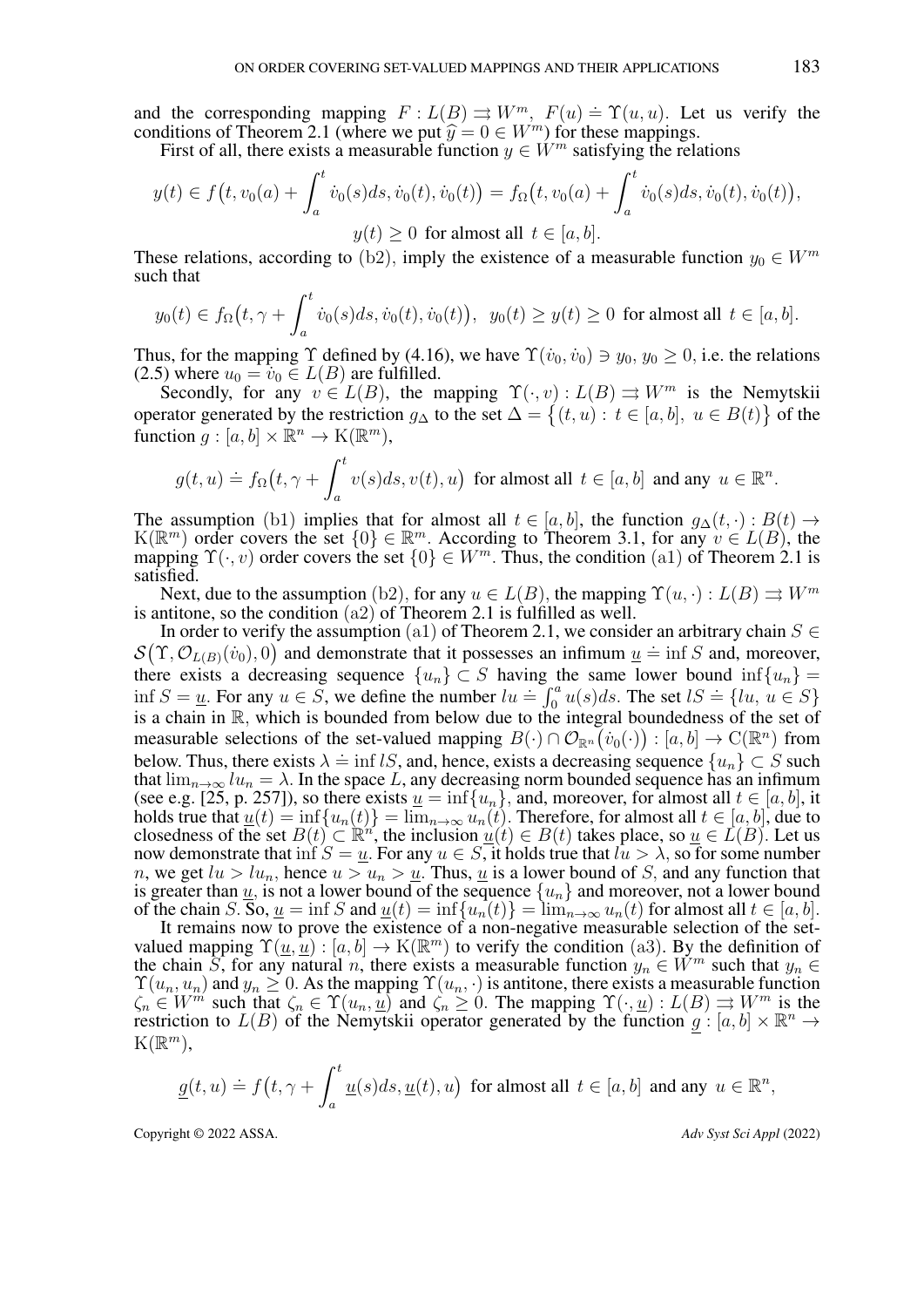and the corresponding mapping $F : L(B) \rightrightarrows W^m,\ F(u) \doteq \Upsilon(u,u)$. Let us verify the conditions of Theorem 2.1 (where we put $\widehat{y} = 0 \in W^m$) for these mappings.

First of all, there exists a measurable function $y \in W^m$ satisfying the relations

$$y(t) \in f\big(t, v_0(a) + \int_a^t \dot v_0(s)ds, \dot v_0(t), \dot v_0(t)\big) = f_\Omega\big(t, v_0(a) + \int_a^t \dot v_0(s)ds, \dot v_0(t), \dot v_0(t)\big),$$

$$y(t) \geq 0 \text{ for almost all } t \in [a,b].$$

These relations, according to (b2), imply the existence of a measurable function $y_0 \in W^m$ such that

$$y_0(t) \in f_\Omega\big(t, \gamma + \int_a^t \dot v_0(s)ds, \dot v_0(t), \dot v_0(t)\big), \ \ y_0(t) \geq y(t) \geq 0 \text{ for almost all } t \in [a,b].$$

Thus, for the mapping $\Upsilon$ defined by (4.16), we have $\Upsilon(\dot v_0, \dot v_0) \ni y_0,\ y_0 \geq 0$, i.e. the relations (2.5) where $u_0 = \dot v_0 \in L(B)$ are fulfilled.

Secondly, for any $v \in L(B)$, the mapping $\Upsilon(\cdot, v) : L(B) \rightrightarrows W^m$ is the Nemytskii operator generated by the restriction $g_\Delta$ to the set $\Delta = \big\{(t,u) : t \in [a,b],\ u \in B(t)\big\}$ of the function $g : [a,b] \times \mathbb{R}^n \to \mathrm{K}(\mathbb{R}^m)$,

$$g(t,u) \doteq f_\Omega\big(t, \gamma + \int_a^t v(s)ds, v(t), u\big) \text{ for almost all } t \in [a,b] \text{ and any } u \in \mathbb{R}^n.$$

The assumption (b1) implies that for almost all $t \in [a,b]$, the function $g_\Delta(t,\cdot) : B(t) \to \mathrm{K}(\mathbb{R}^m)$ order covers the set $\{0\} \in \mathbb{R}^m$. According to Theorem 3.1, for any $v \in L(B)$, the mapping $\Upsilon(\cdot, v)$ order covers the set $\{0\} \in W^m$. Thus, the condition (a1) of Theorem 2.1 is satisfied.

Next, due to the assumption (b2), for any $u \in L(B)$, the mapping $\Upsilon(u,\cdot) : L(B) \rightrightarrows W^m$ is antitone, so the condition (a2) of Theorem 2.1 is fulfilled as well.

In order to verify the assumption (a1) of Theorem 2.1, we consider an arbitrary chain $S \in \mathcal{S}\big(\Upsilon, \mathcal{O}_{L(B)}(\dot v_0), 0\big)$ and demonstrate that it possesses an infimum $\underline{u} \doteq \inf S$ and, moreover, there exists a decreasing sequence $\{u_n\} \subset S$ having the same lower bound $\inf\{u_n\} = \inf S = \underline{u}$. For any $u \in S$, we define the number $lu \doteq \int_0^a u(s)ds$. The set $lS \doteq \{lu,\ u \in S\}$ is a chain in $\mathbb{R}$, which is bounded from below due to the integral boundedness of the set of measurable selections of the set-valued mapping $B(\cdot) \cap \mathcal{O}_{\mathbb{R}^n}\big(\dot v_0(\cdot)\big) : [a,b] \to \mathrm{C}(\mathbb{R}^n)$ from below. Thus, there exists $\lambda \doteq \inf lS$, and, hence, exists a decreasing sequence $\{u_n\} \subset S$ such that $\lim_{n\to\infty} lu_n = \lambda$. In the space $L$, any decreasing norm bounded sequence has an infimum (see e.g. [25, p. 257]), so there exists $\underline{u} = \inf\{u_n\}$, and, moreover, for almost all $t \in [a,b]$, it holds true that $\underline{u}(t) = \inf\{u_n(t)\} = \lim_{n\to\infty} u_n(t)$. Therefore, for almost all $t \in [a,b]$, due to closedness of the set $B(t) \subset \mathbb{R}^n$, the inclusion $\underline{u}(t) \in B(t)$ takes place, so $\underline{u} \in L(B)$. Let us now demonstrate that $\inf S = \underline{u}$. For any $u \in S$, it holds true that $lu > \lambda$, so for some number $n$, we get $lu > lu_n$, hence $u > u_n > \underline{u}$. Thus, $\underline{u}$ is a lower bound of $S$, and any function that is greater than $\underline{u}$, is not a lower bound of the sequence $\{u_n\}$ and moreover, not a lower bound of the chain $S$. So, $\underline{u} = \inf S$ and $\underline{u}(t) = \inf\{u_n(t)\} = \lim_{n\to\infty} u_n(t)$ for almost all $t \in [a,b]$.

It remains now to prove the existence of a non-negative measurable selection of the set-valued mapping $\Upsilon(\underline{u}, \underline{u}) : [a,b] \to \mathrm{K}(\mathbb{R}^m)$ to verify the condition (a3). By the definition of the chain $S$, for any natural $n$, there exists a measurable function $y_n \in W^m$ such that $y_n \in \Upsilon(u_n, u_n)$ and $y_n \geq 0$. As the mapping $\Upsilon(u_n, \cdot)$ is antitone, there exists a measurable function $\zeta_n \in W^m$ such that $\zeta_n \in \Upsilon(u_n, \underline{u})$ and $\zeta_n \geq 0$. The mapping $\Upsilon(\cdot, \underline{u}) : L(B) \rightrightarrows W^m$ is the restriction to $L(B)$ of the Nemytskii operator generated by the function $\underline{g} : [a,b] \times \mathbb{R}^n \to \mathrm{K}(\mathbb{R}^m)$,

$$\underline{g}(t,u) \doteq f\big(t, \gamma + \int_a^t \underline{u}(s)ds, \underline{u}(t), u\big) \text{ for almost all } t \in [a,b] \text{ and any } u \in \mathbb{R}^n,$$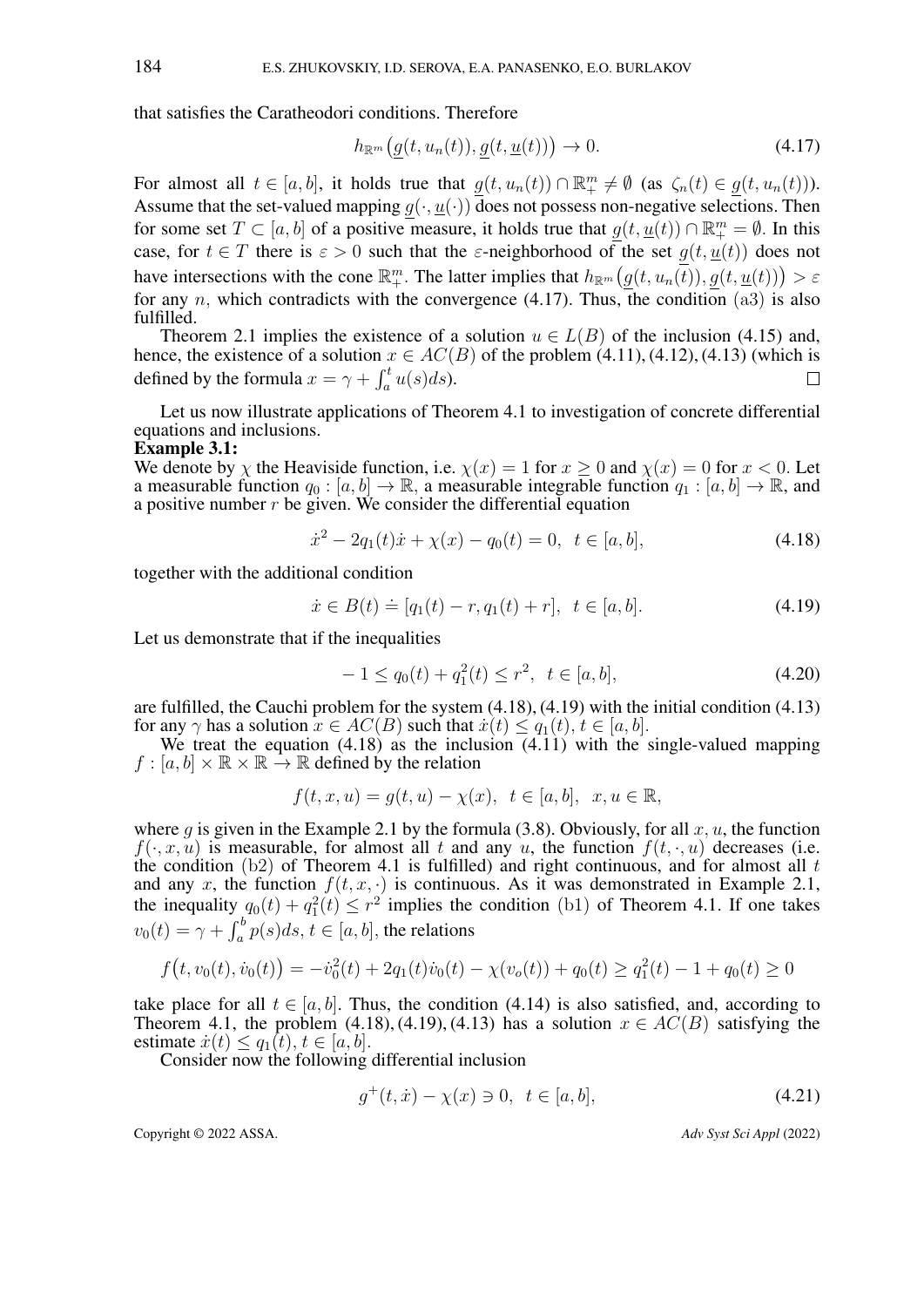that satisfies the Caratheodori conditions. Therefore

$$h_{\mathbb{R}^m}\big(\underline{g}(t, u_n(t)), \underline{g}(t, \underline{u}(t))\big) \to 0. \tag{4.17}$$

For almost all $t \in [a,b]$, it holds true that $\underline{g}(t, u_n(t)) \cap \mathbb{R}^m_+ \neq \emptyset$ (as $\zeta_n(t) \in \underline{g}(t, u_n(t))$). Assume that the set-valued mapping $\underline{g}(\cdot, \underline{u}(\cdot))$ does not possess non-negative selections. Then for some set $T \subset [a,b]$ of a positive measure, it holds true that $\underline{g}(t, \underline{u}(t)) \cap \mathbb{R}^m_+ = \emptyset$. In this case, for $t \in T$ there is $\varepsilon > 0$ such that the $\varepsilon$-neighborhood of the set $\underline{g}(t, \underline{u}(t))$ does not have intersections with the cone $\mathbb{R}^m_+$. The latter implies that $h_{\mathbb{R}^m}\big(\underline{g}(t, u_n(t)), \underline{g}(t, \underline{u}(t))\big) > \varepsilon$ for any $n$, which contradicts with the convergence (4.17). Thus, the condition (a3) is also fulfilled.

Theorem 2.1 implies the existence of a solution $u \in L(B)$ of the inclusion (4.15) and, hence, the existence of a solution $x \in AC(B)$ of the problem (4.11), (4.12), (4.13) (which is defined by the formula $x = \gamma + \int_a^t u(s)ds$). $\square$

Let us now illustrate applications of Theorem 4.1 to investigation of concrete differential equations and inclusions.

**Example 3.1:**
We denote by $\chi$ the Heaviside function, i.e. $\chi(x) = 1$ for $x \geq 0$ and $\chi(x) = 0$ for $x < 0$. Let a measurable function $q_0 : [a,b] \to \mathbb{R}$, a measurable integrable function $q_1 : [a,b] \to \mathbb{R}$, and a positive number $r$ be given. We consider the differential equation

$$\dot{x}^2 - 2q_1(t)\dot{x} + \chi(x) - q_0(t) = 0, \ \ t \in [a,b], \tag{4.18}$$

together with the additional condition

$$\dot{x} \in B(t) \doteq [q_1(t) - r, q_1(t) + r], \ \ t \in [a,b]. \tag{4.19}$$

Let us demonstrate that if the inequalities

$$-1 \leq q_0(t) + q_1^2(t) \leq r^2, \ \ t \in [a,b], \tag{4.20}$$

are fulfilled, the Cauchi problem for the system (4.18), (4.19) with the initial condition (4.13) for any $\gamma$ has a solution $x \in AC(B)$ such that $\dot{x}(t) \leq q_1(t)$, $t \in [a,b]$.

We treat the equation (4.18) as the inclusion (4.11) with the single-valued mapping $f : [a,b] \times \mathbb{R} \times \mathbb{R} \to \mathbb{R}$ defined by the relation

$$f(t,x,u) = g(t,u) - \chi(x), \ \ t \in [a,b], \ \ x, u \in \mathbb{R},$$

where $g$ is given in the Example 2.1 by the formula (3.8). Obviously, for all $x, u$, the function $f(\cdot, x, u)$ is measurable, for almost all $t$ and any $u$, the function $f(t, \cdot, u)$ decreases (i.e. the condition (b2) of Theorem 4.1 is fulfilled) and right continuous, and for almost all $t$ and any $x$, the function $f(t, x, \cdot)$ is continuous. As it was demonstrated in Example 2.1, the inequality $q_0(t) + q_1^2(t) \leq r^2$ implies the condition (b1) of Theorem 4.1. If one takes $v_0(t) = \gamma + \int_a^b p(s)ds$, $t \in [a,b]$, the relations

$$f\big(t, v_0(t), \dot{v}_0(t)\big) = -\dot{v}_0^2(t) + 2q_1(t)\dot{v}_0(t) - \chi(v_o(t)) + q_0(t) \geq q_1^2(t) - 1 + q_0(t) \geq 0$$

take place for all $t \in [a,b]$. Thus, the condition (4.14) is also satisfied, and, according to Theorem 4.1, the problem (4.18), (4.19), (4.13) has a solution $x \in AC(B)$ satisfying the estimate $\dot{x}(t) \leq q_1(t)$, $t \in [a,b]$.

Consider now the following differential inclusion

$$g^+(t, \dot{x}) - \chi(x) \ni 0, \ \ t \in [a,b], \tag{4.21}$$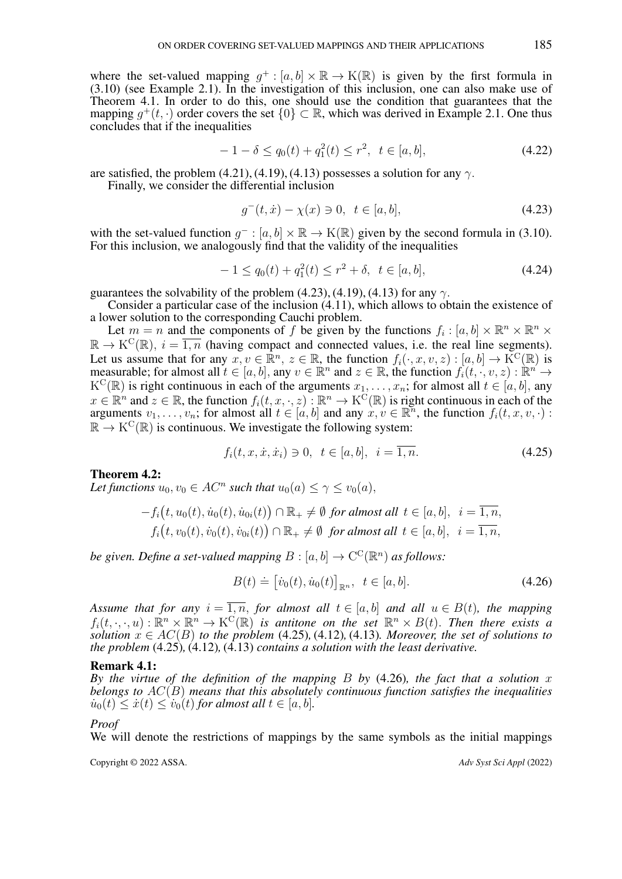where the set-valued mapping $g^+ : [a,b] \times \mathbb{R} \to \mathrm{K}(\mathbb{R})$ is given by the first formula in (3.10) (see Example 2.1). In the investigation of this inclusion, one can also make use of Theorem 4.1. In order to do this, one should use the condition that guarantees that the mapping $g^+(t,\cdot)$ order covers the set $\{0\} \subset \mathbb{R}$, which was derived in Example 2.1. One thus concludes that if the inequalities

$$-1-\delta \le q_0(t) + q_1^2(t) \le r^2, \ \ t \in [a,b], \tag{4.22}$$

are satisfied, the problem (4.21), (4.19), (4.13) possesses a solution for any $\gamma$.

Finally, we consider the differential inclusion

$$g^-(t,\dot{x}) - \chi(x) \ni 0, \ \ t \in [a,b], \tag{4.23}$$

with the set-valued function $g^- : [a,b] \times \mathbb{R} \to \mathrm{K}(\mathbb{R})$ given by the second formula in (3.10). For this inclusion, we analogously find that the validity of the inequalities

$$-1 \le q_0(t) + q_1^2(t) \le r^2 + \delta, \ \ t \in [a,b], \tag{4.24}$$

guarantees the solvability of the problem (4.23), (4.19), (4.13) for any $\gamma$.

Consider a particular case of the inclusion (4.11), which allows to obtain the existence of a lower solution to the corresponding Cauchi problem.

Let $m = n$ and the components of $f$ be given by the functions $f_i : [a,b] \times \mathbb{R}^n \times \mathbb{R}^n \times \mathbb{R} \to \mathrm{K}^{\mathrm{C}}(\mathbb{R})$, $i = \overline{1,n}$ (having compact and connected values, i.e. the real line segments). Let us assume that for any $x, v \in \mathbb{R}^n$, $z \in \mathbb{R}$, the function $f_i(\cdot, x, v, z) : [a,b] \to \mathrm{K}^{\mathrm{C}}(\mathbb{R})$ is measurable; for almost all $t \in [a,b]$, any $v \in \mathbb{R}^n$ and $z \in \mathbb{R}$, the function $f_i(t,\cdot,v,z) : \mathbb{R}^n \to \mathrm{K}^{\mathrm{C}}(\mathbb{R})$ is right continuous in each of the arguments $x_1, \ldots, x_n$; for almost all $t \in [a,b]$, any $x \in \mathbb{R}^n$ and $z \in \mathbb{R}$, the function $f_i(t,x,\cdot,z) : \mathbb{R}^n \to \mathrm{K}^{\mathrm{C}}(\mathbb{R})$ is right continuous in each of the arguments $v_1, \ldots, v_n$; for almost all $t \in [a,b]$ and any $x, v \in \mathbb{R}^n$, the function $f_i(t,x,v,\cdot) : \mathbb{R} \to \mathrm{K}^{\mathrm{C}}(\mathbb{R})$ is continuous. We investigate the following system:

$$f_i(t,x,\dot{x},\dot{x}_i) \ni 0, \ \ t \in [a,b], \ \ i = \overline{1,n}. \tag{4.25}$$

**Theorem 4.2:**
*Let functions $u_0, v_0 \in AC^n$ such that $u_0(a) \le \gamma \le v_0(a)$,*

$$-f_i\big(t, u_0(t), \dot{u}_0(t), \dot{u}_{0i}(t)\big) \cap \mathbb{R}_+ \neq \emptyset \ \textit{for almost all} \ t \in [a,b], \ \ i = \overline{1,n},$$
$$f_i\big(t, v_0(t), \dot{v}_0(t), \dot{v}_{0i}(t)\big) \cap \mathbb{R}_+ \neq \emptyset \ \textit{for almost all} \ t \in [a,b], \ \ i = \overline{1,n},$$

*be given. Define a set-valued mapping $B : [a,b] \to \mathrm{C}^{\mathrm{C}}(\mathbb{R}^n)$ as follows:*

$$B(t) \doteq \big[\dot{v}_0(t), \dot{u}_0(t)\big]_{\mathbb{R}^n}, \ \ t \in [a,b]. \tag{4.26}$$

*Assume that for any $i = \overline{1,n}$, for almost all $t \in [a,b]$ and all $u \in B(t)$, the mapping $f_i(t,\cdot,\cdot,u) : \mathbb{R}^n \times \mathbb{R}^n \to \mathrm{K}^{\mathrm{C}}(\mathbb{R})$ is antitone on the set $\mathbb{R}^n \times B(t)$. Then there exists a solution $x \in AC(B)$ to the problem* (4.25)*,* (4.12)*,* (4.13)*. Moreover, the set of solutions to the problem* (4.25)*,* (4.12)*,* (4.13) *contains a solution with the least derivative.*

**Remark 4.1:**
*By the virtue of the definition of the mapping $B$ by* (4.26)*, the fact that a solution $x$ belongs to $AC(B)$ means that this absolutely continuous function satisfies the inequalities $\dot{u}_0(t) \le \dot{x}(t) \le \dot{v}_0(t)$ for almost all $t \in [a,b]$.*

*Proof*
We will denote the restrictions of mappings by the same symbols as the initial mappings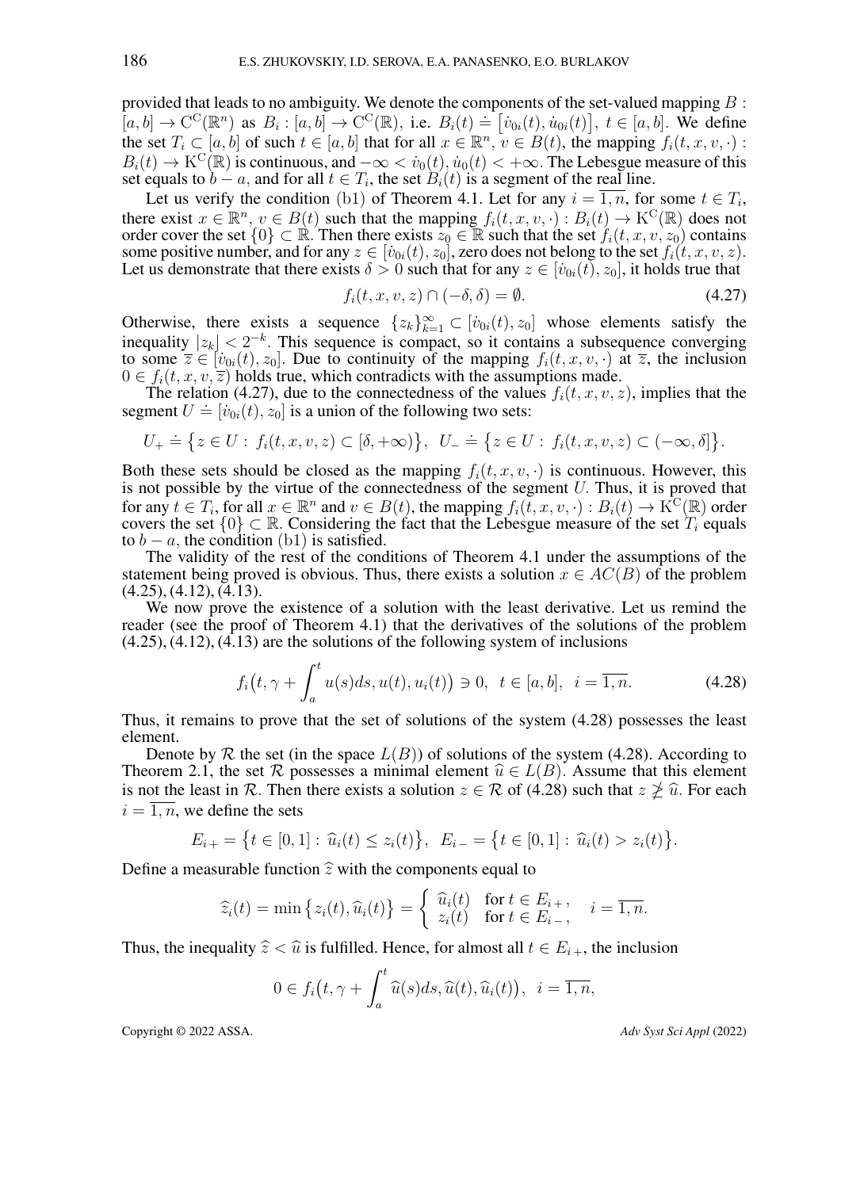provided that leads to no ambiguity. We denote the components of the set-valued mapping $B : [a,b] \to \mathrm{C^C}(\mathbb{R}^n)$ as $B_i : [a,b] \to \mathrm{C^C}(\mathbb{R})$, i.e. $B_i(t) \doteq \big[\dot{v}_{0i}(t), \dot{u}_{0i}(t)\big]$, $t \in [a,b]$. We define the set $T_i \subset [a,b]$ of such $t \in [a,b]$ that for all $x \in \mathbb{R}^n$, $v \in B(t)$, the mapping $f_i(t,x,v,\cdot) : B_i(t) \to \mathrm{K^C}(\mathbb{R})$ is continuous, and $-\infty < \dot{v}_0(t), \dot{u}_0(t) < +\infty$. The Lebesgue measure of this set equals to $b-a$, and for all $t \in T_i$, the set $B_i(t)$ is a segment of the real line.

Let us verify the condition (b1) of Theorem 4.1. Let for any $i = \overline{1,n}$, for some $t \in T_i$, there exist $x \in \mathbb{R}^n$, $v \in B(t)$ such that the mapping $f_i(t,x,v,\cdot) : B_i(t) \to \mathrm{K^C}(\mathbb{R})$ does not order cover the set $\{0\} \subset \mathbb{R}$. Then there exists $z_0 \in \mathbb{R}$ such that the set $f_i(t,x,v,z_0)$ contains some positive number, and for any $z \in [\dot{v}_{0i}(t), z_0]$, zero does not belong to the set $f_i(t,x,v,z)$. Let us demonstrate that there exists $\delta > 0$ such that for any $z \in [\dot{v}_{0i}(t), z_0]$, it holds true that

$$f_i(t,x,v,z) \cap (-\delta, \delta) = \emptyset. \tag{4.27}$$

Otherwise, there exists a sequence $\{z_k\}_{k=1}^{\infty} \subset [\dot{v}_{0i}(t), z_0]$ whose elements satisfy the inequality $|z_k| < 2^{-k}$. This sequence is compact, so it contains a subsequence converging to some $\overline{z} \in [\dot{v}_{0i}(t), z_0]$. Due to continuity of the mapping $f_i(t,x,v,\cdot)$ at $\overline{z}$, the inclusion $0 \in f_i(t,x,v,\overline{z})$ holds true, which contradicts with the assumptions made.

The relation (4.27), due to the connectedness of the values $f_i(t,x,v,z)$, implies that the segment $U \doteq [\dot{v}_{0i}(t), z_0]$ is a union of the following two sets:

$$U_+ \doteq \big\{ z \in U : \, f_i(t,x,v,z) \subset [\delta, +\infty) \big\}, \;\; U_- \doteq \big\{ z \in U : \, f_i(t,x,v,z) \subset (-\infty, \delta] \big\}.$$

Both these sets should be closed as the mapping $f_i(t,x,v,\cdot)$ is continuous. However, this is not possible by the virtue of the connectedness of the segment $U$. Thus, it is proved that for any $t \in T_i$, for all $x \in \mathbb{R}^n$ and $v \in B(t)$, the mapping $f_i(t,x,v,\cdot) : B_i(t) \to \mathrm{K^C}(\mathbb{R})$ order covers the set $\{0\} \subset \mathbb{R}$. Considering the fact that the Lebesgue measure of the set $T_i$ equals to $b-a$, the condition (b1) is satisfied.

The validity of the rest of the conditions of Theorem 4.1 under the assumptions of the statement being proved is obvious. Thus, there exists a solution $x \in AC(B)$ of the problem (4.25), (4.12), (4.13).

We now prove the existence of a solution with the least derivative. Let us remind the reader (see the proof of Theorem 4.1) that the derivatives of the solutions of the problem (4.25), (4.12), (4.13) are the solutions of the following system of inclusions

$$f_i\big(t, \gamma + \int_a^t u(s)ds, u(t), u_i(t)\big) \ni 0, \;\; t \in [a,b], \;\; i = \overline{1,n}. \tag{4.28}$$

Thus, it remains to prove that the set of solutions of the system (4.28) possesses the least element.

Denote by $\mathcal{R}$ the set (in the space $L(B)$) of solutions of the system (4.28). According to Theorem 2.1, the set $\mathcal{R}$ possesses a minimal element $\widehat{u} \in L(B)$. Assume that this element is not the least in $\mathcal{R}$. Then there exists a solution $z \in \mathcal{R}$ of (4.28) such that $z \ngeq \widehat{u}$. For each $i = \overline{1,n}$, we define the sets

$$E_{i\,+} = \big\{ t \in [0,1] : \, \widehat{u}_i(t) \leq z_i(t) \big\}, \;\; E_{i\,-} = \big\{ t \in [0,1] : \, \widehat{u}_i(t) > z_i(t) \big\}.$$

Define a measurable function $\widehat{z}$ with the components equal to

$$\widehat{z}_i(t) = \min\big\{ z_i(t), \widehat{u}_i(t) \big\} = \begin{cases} \widehat{u}_i(t) & \text{for } t \in E_{i\,+}, \\ z_i(t) & \text{for } t \in E_{i\,-}, \end{cases} \quad i = \overline{1,n}.$$

Thus, the inequality $\widehat{z} < \widehat{u}$ is fulfilled. Hence, for almost all $t \in E_{i\,+}$, the inclusion

$$0 \in f_i\big(t, \gamma + \int_a^t \widehat{u}(s)ds, \widehat{u}(t), \widehat{u}_i(t)\big), \;\; i = \overline{1,n},$$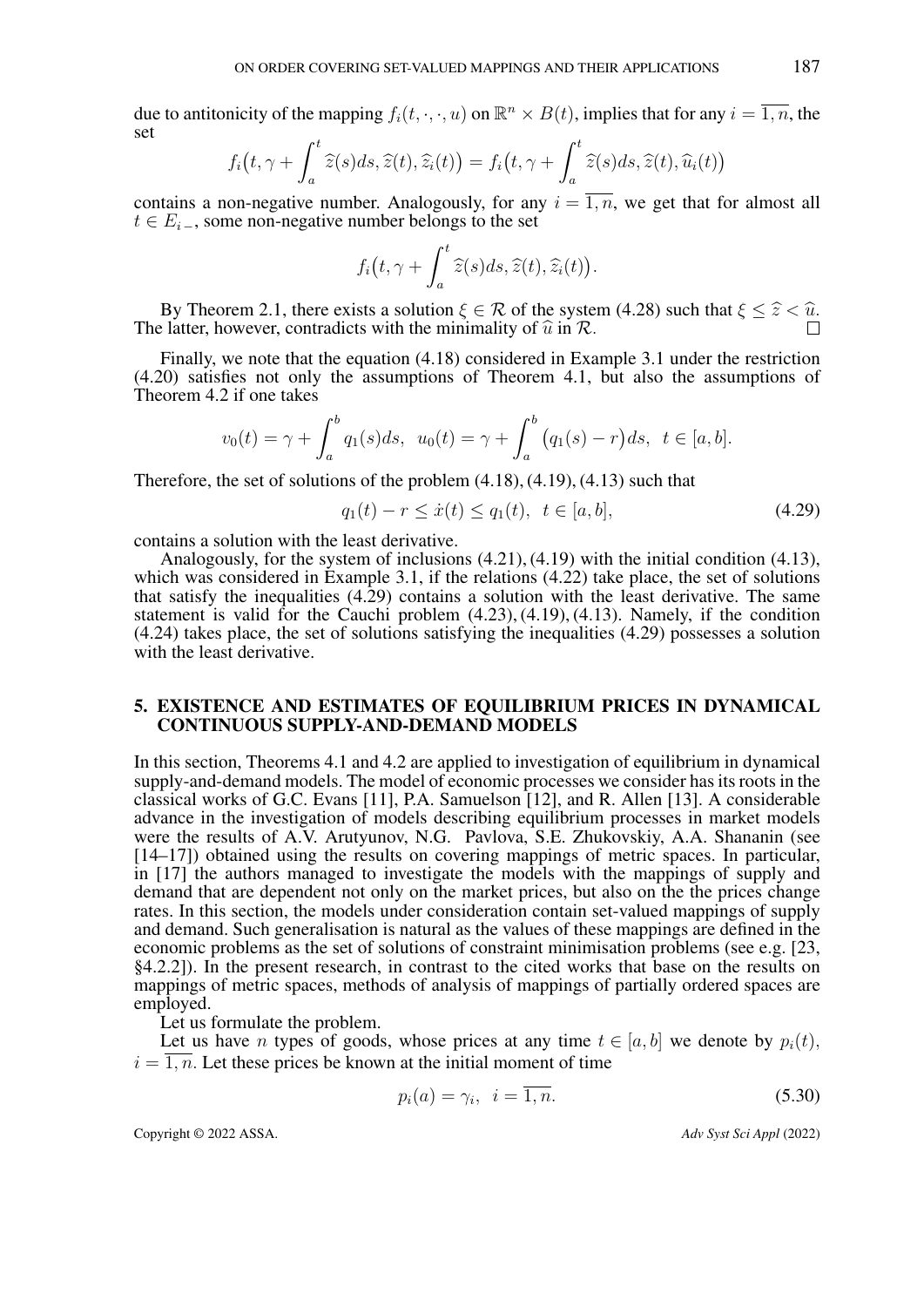due to antitonicity of the mapping $f_i(t,\cdot,\cdot,u)$ on $\mathbb{R}^n \times B(t)$, implies that for any $i=\overline{1,n}$, the set

$$f_i\big(t,\gamma+\int_a^t \widehat{z}(s)ds,\widehat{z}(t),\widehat{z}_i(t)\big)=f_i\big(t,\gamma+\int_a^t \widehat{z}(s)ds,\widehat{z}(t),\widehat{u}_i(t)\big)$$

contains a non-negative number. Analogously, for any $i=\overline{1,n}$, we get that for almost all $t\in E_{i\,-}$, some non-negative number belongs to the set

$$f_i\big(t,\gamma+\int_a^t \widehat{z}(s)ds,\widehat{z}(t),\widehat{z}_i(t)\big).$$

By Theorem 2.1, there exists a solution $\xi\in\mathcal{R}$ of the system (4.28) such that $\xi\le\widehat{z}<\widehat{u}$. The latter, however, contradicts with the minimality of $\widehat{u}$ in $\mathcal{R}$. $\square$

Finally, we note that the equation (4.18) considered in Example 3.1 under the restriction (4.20) satisfies not only the assumptions of Theorem 4.1, but also the assumptions of Theorem 4.2 if one takes

$$v_0(t)=\gamma+\int_a^b q_1(s)ds,\;\; u_0(t)=\gamma+\int_a^b \big(q_1(s)-r\big)ds,\;\; t\in[a,b].$$

Therefore, the set of solutions of the problem (4.18), (4.19), (4.13) such that

$$q_1(t)-r\le\dot{x}(t)\le q_1(t),\;\; t\in[a,b], \tag{4.29}$$

contains a solution with the least derivative.

Analogously, for the system of inclusions (4.21), (4.19) with the initial condition (4.13), which was considered in Example 3.1, if the relations (4.22) take place, the set of solutions that satisfy the inequalities (4.29) contains a solution with the least derivative. The same statement is valid for the Cauchi problem (4.23), (4.19), (4.13). Namely, if the condition (4.24) takes place, the set of solutions satisfying the inequalities (4.29) possesses a solution with the least derivative.

## 5. EXISTENCE AND ESTIMATES OF EQUILIBRIUM PRICES IN DYNAMICAL CONTINUOUS SUPPLY-AND-DEMAND MODELS

In this section, Theorems 4.1 and 4.2 are applied to investigation of equilibrium in dynamical supply-and-demand models. The model of economic processes we consider has its roots in the classical works of G.C. Evans [11], P.A. Samuelson [12], and R. Allen [13]. A considerable advance in the investigation of models describing equilibrium processes in market models were the results of A.V. Arutyunov, N.G. Pavlova, S.E. Zhukovskiy, A.A. Shananin (see [14–17]) obtained using the results on covering mappings of metric spaces. In particular, in [17] the authors managed to investigate the models with the mappings of supply and demand that are dependent not only on the market prices, but also on the the prices change rates. In this section, the models under consideration contain set-valued mappings of supply and demand. Such generalisation is natural as the values of these mappings are defined in the economic problems as the set of solutions of constraint minimisation problems (see e.g. [23, §4.2.2]). In the present research, in contrast to the cited works that base on the results on mappings of metric spaces, methods of analysis of mappings of partially ordered spaces are employed.

Let us formulate the problem.

Let us have $n$ types of goods, whose prices at any time $t\in[a,b]$ we denote by $p_i(t)$, $i=\overline{1,n}$. Let these prices be known at the initial moment of time

$$p_i(a)=\gamma_i,\;\; i=\overline{1,n}. \tag{5.30}$$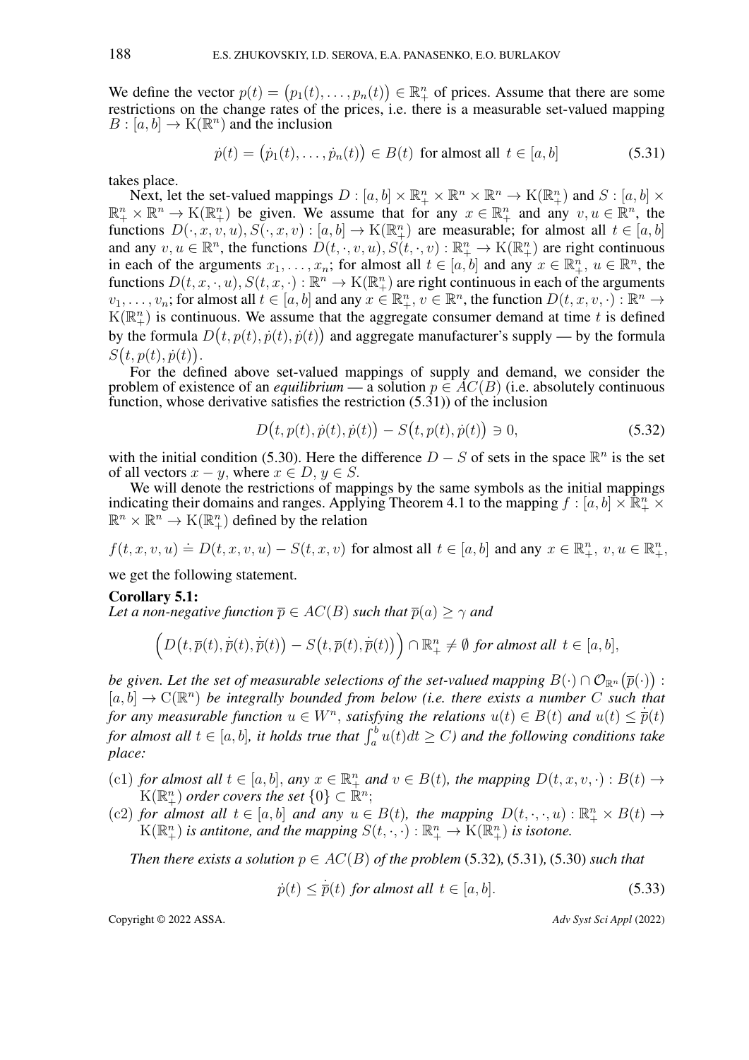We define the vector $p(t) = \big(p_1(t), \dots, p_n(t)\big) \in \mathbb{R}^n_+$ of prices. Assume that there are some restrictions on the change rates of the prices, i.e. there is a measurable set-valued mapping $B : [a, b] \to \mathrm{K}(\mathbb{R}^n)$ and the inclusion

$$\dot{p}(t) = \big(\dot{p}_1(t), \dots, \dot{p}_n(t)\big) \in B(t) \text{ for almost all } t \in [a, b] \tag{5.31}$$

takes place.

Next, let the set-valued mappings $D : [a, b] \times \mathbb{R}^n_+ \times \mathbb{R}^n \times \mathbb{R}^n \to \mathrm{K}(\mathbb{R}^n_+)$ and $S : [a, b] \times \mathbb{R}^n_+ \times \mathbb{R}^n \to \mathrm{K}(\mathbb{R}^n_+)$ be given. We assume that for any $x \in \mathbb{R}^n_+$ and any $v, u \in \mathbb{R}^n$, the functions $D(\cdot, x, v, u), S(\cdot, x, v) : [a, b] \to \mathrm{K}(\mathbb{R}^n_+)$ are measurable; for almost all $t \in [a, b]$ and any $v, u \in \mathbb{R}^n$, the functions $D(t, \cdot, v, u), S(t, \cdot, v) : \mathbb{R}^n_+ \to \mathrm{K}(\mathbb{R}^n_+)$ are right continuous in each of the arguments $x_1, \dots, x_n$; for almost all $t \in [a, b]$ and any $x \in \mathbb{R}^n_+$, $u \in \mathbb{R}^n$, the functions $D(t, x, \cdot, u), S(t, x, \cdot) : \mathbb{R}^n \to \mathrm{K}(\mathbb{R}^n_+)$ are right continuous in each of the arguments $v_1, \dots, v_n$; for almost all $t \in [a, b]$ and any $x \in \mathbb{R}^n_+$, $v \in \mathbb{R}^n$, the function $D(t, x, v, \cdot) : \mathbb{R}^n \to \mathrm{K}(\mathbb{R}^n_+)$ is continuous. We assume that the aggregate consumer demand at time $t$ is defined by the formula $D\big(t, p(t), \dot{p}(t), \dot{p}(t)\big)$ and aggregate manufacturer's supply — by the formula $S\big(t, p(t), \dot{p}(t)\big)$.

For the defined above set-valued mappings of supply and demand, we consider the problem of existence of an *equilibrium* — a solution $p \in AC(B)$ (i.e. absolutely continuous function, whose derivative satisfies the restriction (5.31)) of the inclusion

$$D\big(t, p(t), \dot{p}(t), \dot{p}(t)\big) - S\big(t, p(t), \dot{p}(t)\big) \ni 0, \tag{5.32}$$

with the initial condition (5.30). Here the difference $D - S$ of sets in the space $\mathbb{R}^n$ is the set of all vectors $x - y$, where $x \in D$, $y \in S$.

We will denote the restrictions of mappings by the same symbols as the initial mappings indicating their domains and ranges. Applying Theorem 4.1 to the mapping $f : [a, b] \times \mathbb{R}^n_+ \times \mathbb{R}^n \times \mathbb{R}^n \to \mathrm{K}(\mathbb{R}^n_+)$ defined by the relation

$$f(t, x, v, u) \doteq D(t, x, v, u) - S(t, x, v) \text{ for almost all } t \in [a, b] \text{ and any } x \in \mathbb{R}^n_+,\ v, u \in \mathbb{R}^n_+,$$

we get the following statement.

**Corollary 5.1:**
*Let a non-negative function $\overline{p} \in AC(B)$ such that $\overline{p}(a) \geq \gamma$ and*

$$\Big(D\big(t, \overline{p}(t), \dot{\overline{p}}(t), \dot{\overline{p}}(t)\big) - S\big(t, \overline{p}(t), \dot{\overline{p}}(t)\big)\Big) \cap \mathbb{R}^n_+ \neq \emptyset \textit{ for almost all } t \in [a, b],$$

*be given. Let the set of measurable selections of the set-valued mapping $B(\cdot) \cap \mathcal{O}_{\mathbb{R}^n}\big(\overline{p}(\cdot)\big) : [a, b] \to \mathrm{C}(\mathbb{R}^n)$ be integrally bounded from below (i.e. there exists a number $C$ such that for any measurable function $u \in W^n$, satisfying the relations $u(t) \in B(t)$ and $u(t) \leq \dot{\overline{p}}(t)$ for almost all $t \in [a, b]$, it holds true that $\int_a^b u(t)dt \geq C$) and the following conditions take place:*

- (c1) *for almost all $t \in [a, b]$, any $x \in \mathbb{R}^n_+$ and $v \in B(t)$, the mapping $D(t, x, v, \cdot) : B(t) \to \mathrm{K}(\mathbb{R}^n_+)$ order covers the set $\{0\} \subset \mathbb{R}^n$;*
- (c2) *for almost all $t \in [a, b]$ and any $u \in B(t)$, the mapping $D(t, \cdot, \cdot, u) : \mathbb{R}^n_+ \times B(t) \to \mathrm{K}(\mathbb{R}^n_+)$ is antitone, and the mapping $S(t, \cdot, \cdot) : \mathbb{R}^n_+ \to \mathrm{K}(\mathbb{R}^n_+)$ is isotone.*

*Then there exists a solution $p \in AC(B)$ of the problem* (5.32), (5.31), (5.30) *such that*

$$\dot{p}(t) \leq \dot{\overline{p}}(t) \textit{ for almost all } t \in [a, b]. \tag{5.33}$$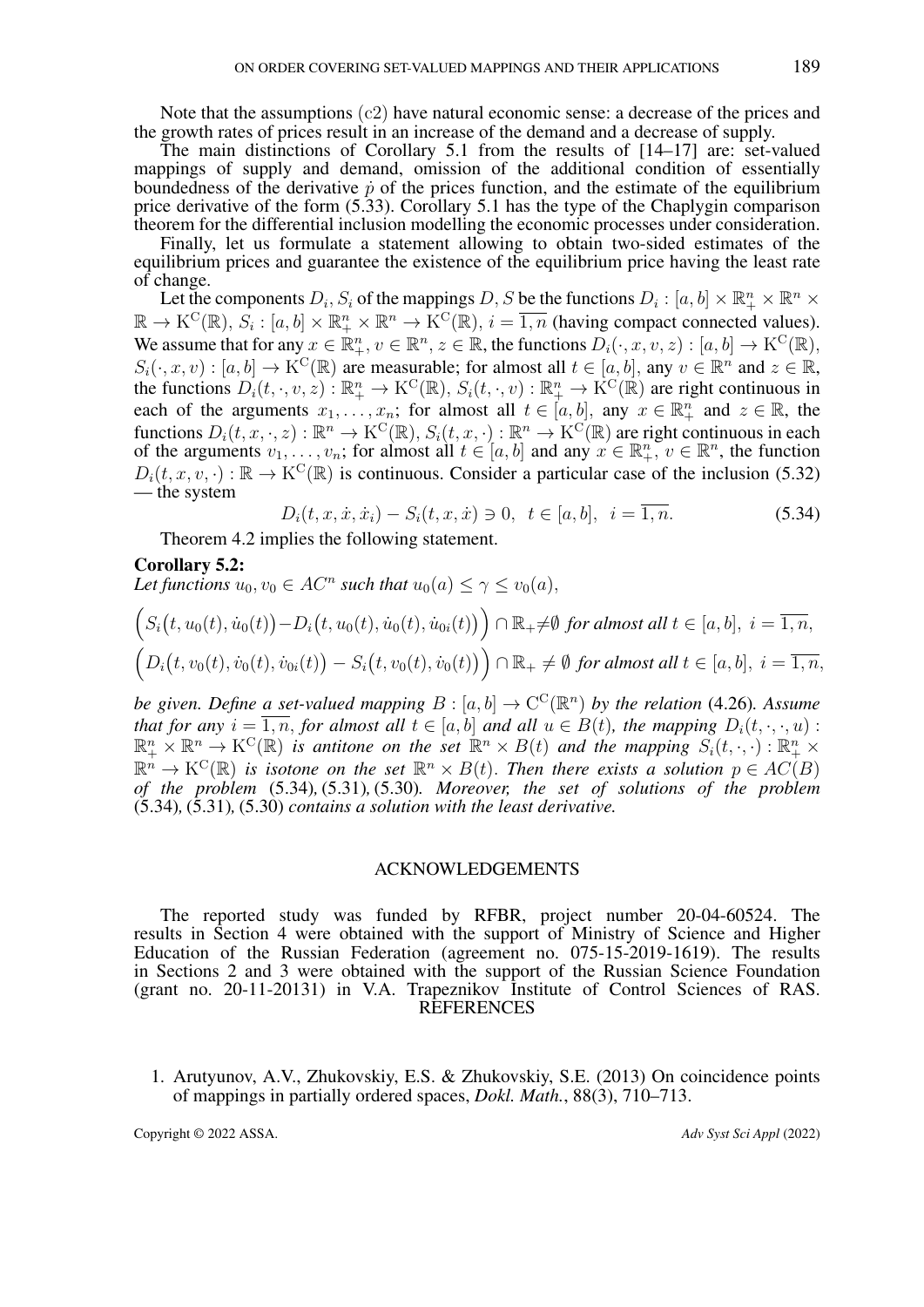Note that the assumptions $(c2)$ have natural economic sense: a decrease of the prices and the growth rates of prices result in an increase of the demand and a decrease of supply.

The main distinctions of Corollary 5.1 from the results of [14–17] are: set-valued mappings of supply and demand, omission of the additional condition of essentially boundedness of the derivative $\dot{p}$ of the prices function, and the estimate of the equilibrium price derivative of the form (5.33). Corollary 5.1 has the type of the Chaplygin comparison theorem for the differential inclusion modelling the economic processes under consideration.

Finally, let us formulate a statement allowing to obtain two-sided estimates of the equilibrium prices and guarantee the existence of the equilibrium price having the least rate of change.

Let the components $D_i, S_i$ of the mappings $D, S$ be the functions $D_i : [a,b] \times \mathbb{R}^n_+ \times \mathbb{R}^n \times \mathbb{R} \to \mathrm{K^C}(\mathbb{R})$, $S_i : [a,b] \times \mathbb{R}^n_+ \times \mathbb{R}^n \to \mathrm{K^C}(\mathbb{R})$, $i = \overline{1,n}$ (having compact connected values). We assume that for any $x \in \mathbb{R}^n_+$, $v \in \mathbb{R}^n$, $z \in \mathbb{R}$, the functions $D_i(\cdot, x, v, z) : [a,b] \to \mathrm{K^C}(\mathbb{R})$, $S_i(\cdot, x, v) : [a,b] \to \mathrm{K^C}(\mathbb{R})$ are measurable; for almost all $t \in [a,b]$, any $v \in \mathbb{R}^n$ and $z \in \mathbb{R}$, the functions $D_i(t, \cdot, v, z) : \mathbb{R}^n_+ \to \mathrm{K^C}(\mathbb{R})$, $S_i(t, \cdot, v) : \mathbb{R}^n_+ \to \mathrm{K^C}(\mathbb{R})$ are right continuous in each of the arguments $x_1, \ldots, x_n$; for almost all $t \in [a,b]$, any $x \in \mathbb{R}^n_+$ and $z \in \mathbb{R}$, the functions $D_i(t, x, \cdot, z) : \mathbb{R}^n \to \mathrm{K^C}(\mathbb{R})$, $S_i(t, x, \cdot) : \mathbb{R}^n \to \mathrm{K^C}(\mathbb{R})$ are right continuous in each of the arguments $v_1, \ldots, v_n$; for almost all $t \in [a,b]$ and any $x \in \mathbb{R}^n_+$, $v \in \mathbb{R}^n$, the function $D_i(t, x, v, \cdot) : \mathbb{R} \to \mathrm{K^C}(\mathbb{R})$ is continuous. Consider a particular case of the inclusion (5.32) — the system

$$D_i(t, x, \dot{x}, \dot{x}_i) - S_i(t, x, \dot{x}) \ni 0, \quad t \in [a,b], \quad i = \overline{1,n}. \tag{5.34}$$

Theorem 4.2 implies the following statement.

**Corollary 5.2:**
*Let functions $u_0, v_0 \in AC^n$ such that $u_0(a) \leq \gamma \leq v_0(a)$,*

$$\Big(S_i\big(t, u_0(t), \dot{u}_0(t)\big) - D_i\big(t, u_0(t), \dot{u}_0(t), \dot{u}_{0i}(t)\big)\Big) \cap \mathbb{R}_+ \neq \emptyset \text{ for almost all } t \in [a,b],\ i = \overline{1,n},$$

$$\Big(D_i\big(t, v_0(t), \dot{v}_0(t), \dot{v}_{0i}(t)\big) - S_i\big(t, v_0(t), \dot{v}_0(t)\big)\Big) \cap \mathbb{R}_+ \neq \emptyset \text{ for almost all } t \in [a,b],\ i = \overline{1,n},$$

*be given. Define a set-valued mapping $B : [a,b] \to \mathrm{C^C}(\mathbb{R}^n)$ by the relation* (4.26)*. Assume that for any $i = \overline{1,n}$, for almost all $t \in [a,b]$ and all $u \in B(t)$, the mapping $D_i(t, \cdot, \cdot, u) : \mathbb{R}^n_+ \times \mathbb{R}^n \to \mathrm{K^C}(\mathbb{R})$ is antitone on the set $\mathbb{R}^n \times B(t)$ and the mapping $S_i(t, \cdot, \cdot) : \mathbb{R}^n_+ \times \mathbb{R}^n \to \mathrm{K^C}(\mathbb{R})$ is isotone on the set $\mathbb{R}^n \times B(t)$. Then there exists a solution $p \in AC(B)$ of the problem* (5.34)*,* (5.31)*,* (5.30)*. Moreover, the set of solutions of the problem* (5.34)*,* (5.31)*,* (5.30) *contains a solution with the least derivative.*

## ACKNOWLEDGEMENTS

The reported study was funded by RFBR, project number 20-04-60524. The results in Section 4 were obtained with the support of Ministry of Science and Higher Education of the Russian Federation (agreement no. 075-15-2019-1619). The results in Sections 2 and 3 were obtained with the support of the Russian Science Foundation (grant no. 20-11-20131) in V.A. Trapeznikov Institute of Control Sciences of RAS.

## REFERENCES

1. Arutyunov, A.V., Zhukovskiy, E.S. & Zhukovskiy, S.E. (2013) On coincidence points of mappings in partially ordered spaces, *Dokl. Math.*, 88(3), 710–713.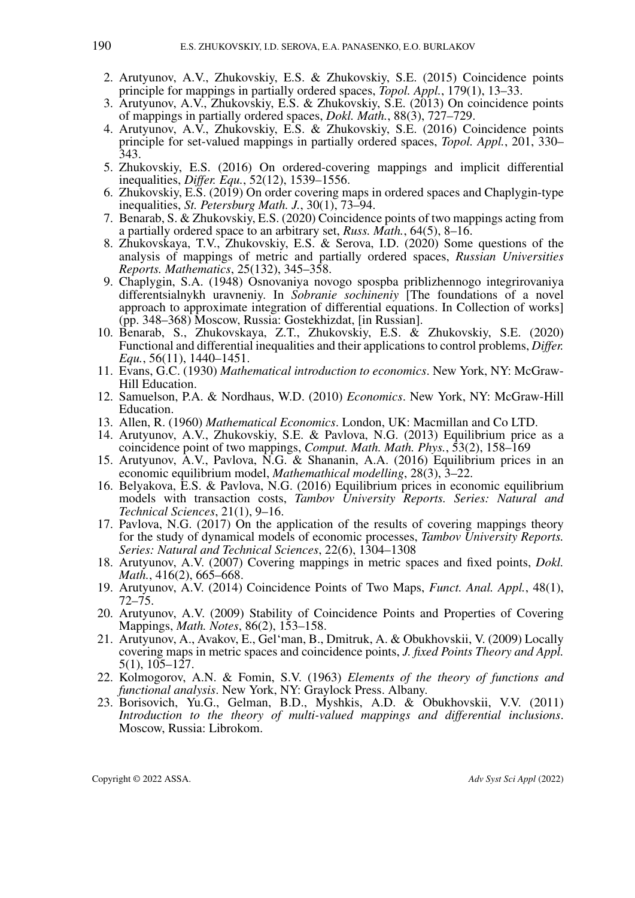2. Arutyunov, A.V., Zhukovskiy, E.S. & Zhukovskiy, S.E. (2015) Coincidence points principle for mappings in partially ordered spaces, *Topol. Appl.*, 179(1), 13–33.
3. Arutyunov, A.V., Zhukovskiy, E.S. & Zhukovskiy, S.E. (2013) On coincidence points of mappings in partially ordered spaces, *Dokl. Math.*, 88(3), 727–729.
4. Arutyunov, A.V., Zhukovskiy, E.S. & Zhukovskiy, S.E. (2016) Coincidence points principle for set-valued mappings in partially ordered spaces, *Topol. Appl.*, 201, 330–343.
5. Zhukovskiy, E.S. (2016) On ordered-covering mappings and implicit differential inequalities, *Differ. Equ.*, 52(12), 1539–1556.
6. Zhukovskiy, E.S. (2019) On order covering maps in ordered spaces and Chaplygin-type inequalities, *St. Petersburg Math. J.*, 30(1), 73–94.
7. Benarab, S. & Zhukovskiy, E.S. (2020) Coincidence points of two mappings acting from a partially ordered space to an arbitrary set, *Russ. Math.*, 64(5), 8–16.
8. Zhukovskaya, T.V., Zhukovskiy, E.S. & Serova, I.D. (2020) Some questions of the analysis of mappings of metric and partially ordered spaces, *Russian Universities Reports. Mathematics*, 25(132), 345–358.
9. Chaplygin, S.A. (1948) Osnovaniya novogo spospba priblizhennogo integrirovaniya differentsialnykh uravneniy. In *Sobranie sochineniy* [The foundations of a novel approach to approximate integration of differential equations. In Collection of works] (pp. 348–368) Moscow, Russia: Gostekhizdat, [in Russian].
10. Benarab, S., Zhukovskaya, Z.T., Zhukovskiy, E.S. & Zhukovskiy, S.E. (2020) Functional and differential inequalities and their applications to control problems, *Differ. Equ.*, 56(11), 1440–1451.
11. Evans, G.C. (1930) *Mathematical introduction to economics*. New York, NY: McGraw-Hill Education.
12. Samuelson, P.A. & Nordhaus, W.D. (2010) *Economics*. New York, NY: McGraw-Hill Education.
13. Allen, R. (1960) *Mathematical Economics*. London, UK: Macmillan and Co LTD.
14. Arutyunov, A.V., Zhukovskiy, S.E. & Pavlova, N.G. (2013) Equilibrium price as a coincidence point of two mappings, *Comput. Math. Math. Phys.*, 53(2), 158–169
15. Arutyunov, A.V., Pavlova, N.G. & Shananin, A.A. (2016) Equilibrium prices in an economic equilibrium model, *Mathemathical modelling*, 28(3), 3–22.
16. Belyakova, E.S. & Pavlova, N.G. (2016) Equilibrium prices in economic equilibrium models with transaction costs, *Tambov University Reports. Series: Natural and Technical Sciences*, 21(1), 9–16.
17. Pavlova, N.G. (2017) On the application of the results of covering mappings theory for the study of dynamical models of economic processes, *Tambov University Reports. Series: Natural and Technical Sciences*, 22(6), 1304–1308
18. Arutyunov, A.V. (2007) Covering mappings in metric spaces and fixed points, *Dokl. Math.*, 416(2), 665–668.
19. Arutyunov, A.V. (2014) Coincidence Points of Two Maps, *Funct. Anal. Appl.*, 48(1), 72–75.
20. Arutyunov, A.V. (2009) Stability of Coincidence Points and Properties of Covering Mappings, *Math. Notes*, 86(2), 153–158.
21. Arutyunov, A., Avakov, E., Gel'man, B., Dmitruk, A. & Obukhovskii, V. (2009) Locally covering maps in metric spaces and coincidence points, *J. fixed Points Theory and Appl.* 5(1), 105–127.
22. Kolmogorov, A.N. & Fomin, S.V. (1963) *Elements of the theory of functions and functional analysis*. New York, NY: Graylock Press. Albany.
23. Borisovich, Yu.G., Gelman, B.D., Myshkis, A.D. & Obukhovskii, V.V. (2011) *Introduction to the theory of multi-valued mappings and differential inclusions*. Moscow, Russia: Librokom.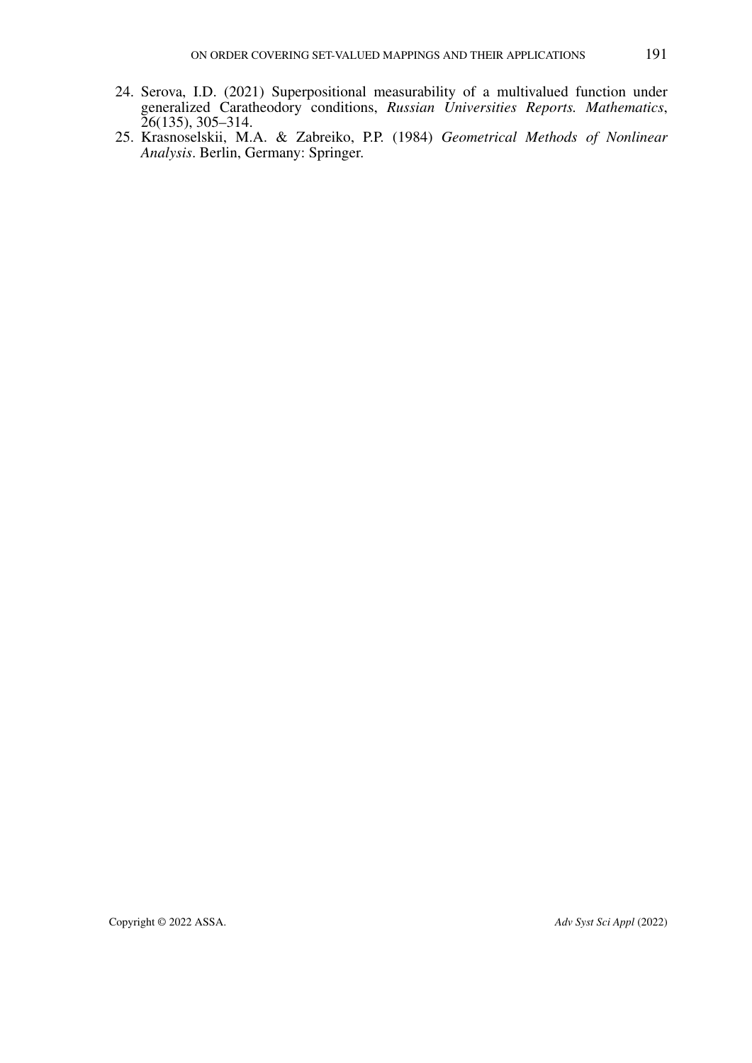24. Serova, I.D. (2021) Superpositional measurability of a multivalued function under generalized Caratheodory conditions, *Russian Universities Reports. Mathematics*, 26(135), 305–314.
25. Krasnoselskii, M.A. & Zabreiko, P.P. (1984) *Geometrical Methods of Nonlinear Analysis*. Berlin, Germany: Springer.